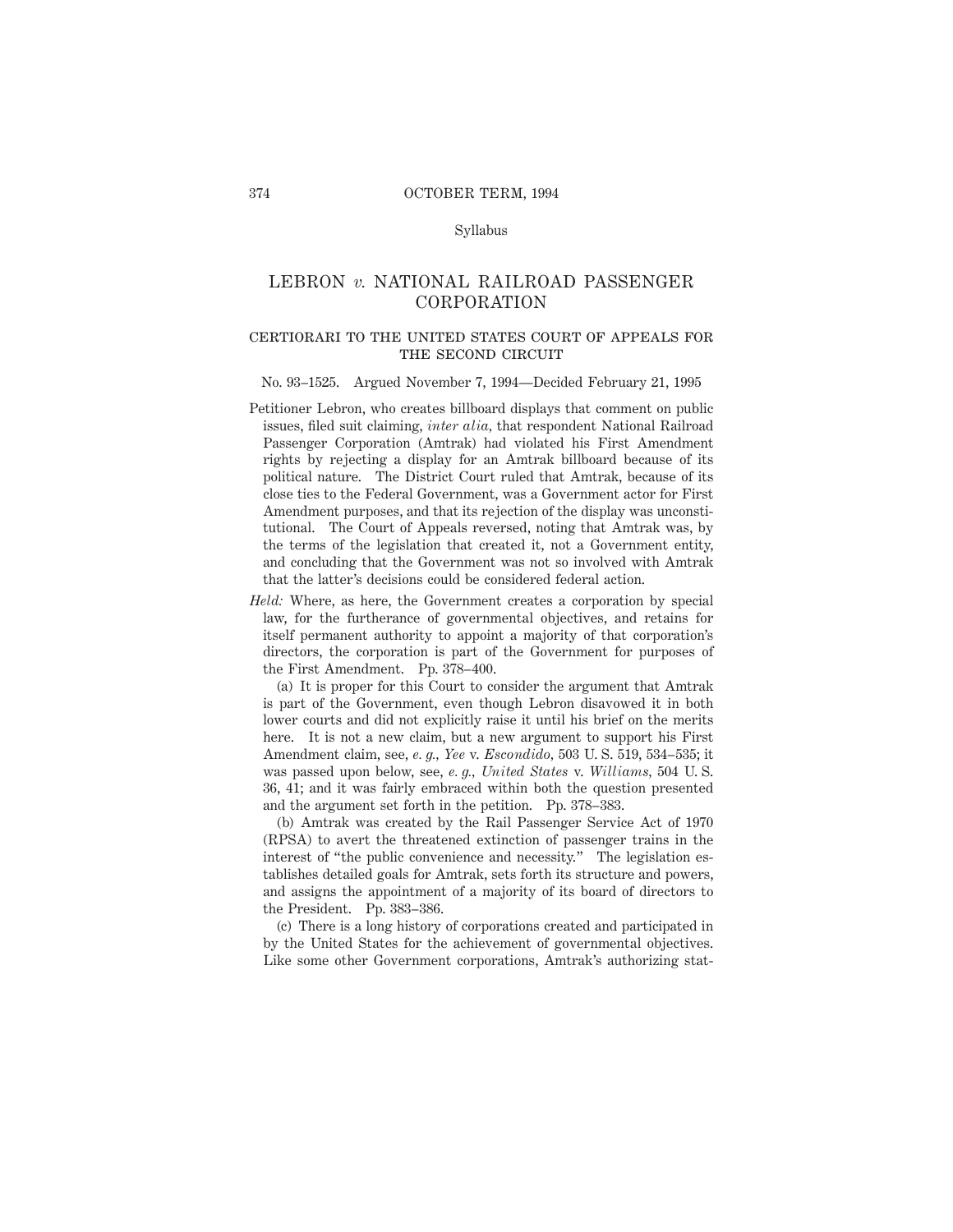Syllabus

# LEBRON *v.* NATIONAL RAILROAD PASSENGER CORPORATION

## CERTIORARI TO THE UNITED STATES COURT OF APPEALS FOR THE SECOND CIRCUIT

No. 93–1525. Argued November 7, 1994—Decided February 21, 1995

Petitioner Lebron, who creates billboard displays that comment on public issues, filed suit claiming, *inter alia,* that respondent National Railroad Passenger Corporation (Amtrak) had violated his First Amendment rights by rejecting a display for an Amtrak billboard because of its political nature. The District Court ruled that Amtrak, because of its close ties to the Federal Government, was a Government actor for First Amendment purposes, and that its rejection of the display was unconstitutional. The Court of Appeals reversed, noting that Amtrak was, by the terms of the legislation that created it, not a Government entity, and concluding that the Government was not so involved with Amtrak that the latter's decisions could be considered federal action.

*Held:* Where, as here, the Government creates a corporation by special law, for the furtherance of governmental objectives, and retains for itself permanent authority to appoint a majority of that corporation's directors, the corporation is part of the Government for purposes of the First Amendment. Pp. 378–400.

(a) It is proper for this Court to consider the argument that Amtrak is part of the Government, even though Lebron disavowed it in both lower courts and did not explicitly raise it until his brief on the merits here. It is not a new claim, but a new argument to support his First Amendment claim, see, *e. g., Yee* v. *Escondido,* 503 U. S. 519, 534–535; it was passed upon below, see, *e. g., United States* v. *Williams,* 504 U. S. 36, 41; and it was fairly embraced within both the question presented and the argument set forth in the petition. Pp. 378–383.

(b) Amtrak was created by the Rail Passenger Service Act of 1970 (RPSA) to avert the threatened extinction of passenger trains in the interest of "the public convenience and necessity." The legislation establishes detailed goals for Amtrak, sets forth its structure and powers, and assigns the appointment of a majority of its board of directors to the President. Pp. 383–386.

(c) There is a long history of corporations created and participated in by the United States for the achievement of governmental objectives. Like some other Government corporations, Amtrak's authorizing stat-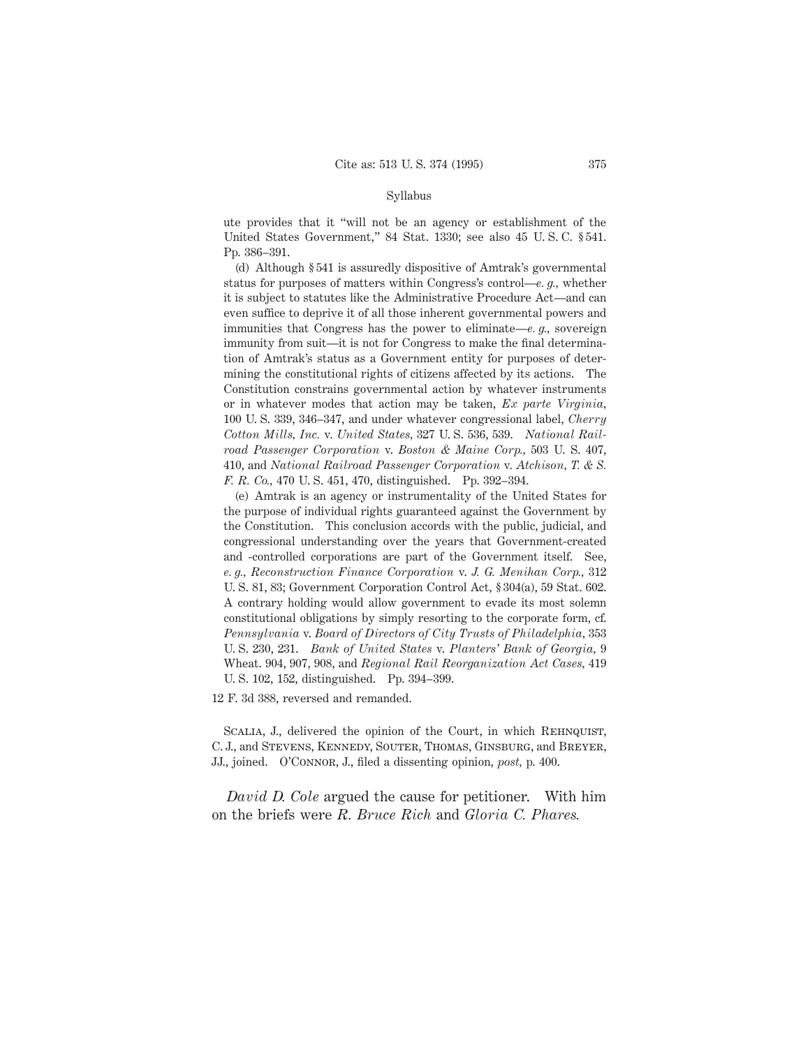ute provides that it "will not be an agency or establishment of the United States Government," 84 Stat. 1330; see also 45 U. S. C. § 541. Pp. 386–391.

(d) Although § 541 is assuredly dispositive of Amtrak's governmental status for purposes of matters within Congress's control—*e. g.,* whether it is subject to statutes like the Administrative Procedure Act—and can even suffice to deprive it of all those inherent governmental powers and immunities that Congress has the power to eliminate—*e. g.,* sovereign immunity from suit—it is not for Congress to make the final determination of Amtrak's status as a Government entity for purposes of determining the constitutional rights of citizens affected by its actions. The Constitution constrains governmental action by whatever instruments or in whatever modes that action may be taken, *Ex parte Virginia,* 100 U. S. 339, 346–347, and under whatever congressional label, *Cherry Cotton Mills, Inc.* v. *United States,* 327 U. S. 536, 539. *National Railroad Passenger Corporation* v. *Boston & Maine Corp.,* 503 U. S. 407, 410, and *National Railroad Passenger Corporation* v. *Atchison, T. & S. F. R. Co.,* 470 U. S. 451, 470, distinguished. Pp. 392–394.

(e) Amtrak is an agency or instrumentality of the United States for the purpose of individual rights guaranteed against the Government by the Constitution. This conclusion accords with the public, judicial, and congressional understanding over the years that Government-created and -controlled corporations are part of the Government itself. See, *e. g., Reconstruction Finance Corporation* v. *J. G. Menihan Corp.,* 312 U. S. 81, 83; Government Corporation Control Act, § 304(a), 59 Stat. 602. A contrary holding would allow government to evade its most solemn constitutional obligations by simply resorting to the corporate form, cf. *Pennsylvania* v. *Board of Directors of City Trusts of Philadelphia,* 353 U. S. 230, 231. *Bank of United States* v. *Planters' Bank of Georgia,* 9 Wheat. 904, 907, 908, and *Regional Rail Reorganization Act Cases,* 419 U. S. 102, 152, distinguished. Pp. 394–399.

12 F. 3d 388, reversed and remanded.

Scalia, J., delivered the opinion of the Court, in which Rehnquist, C. J., and Stevens, Kennedy, Souter, Thomas, Ginsburg, and Breyer, JJ., joined. O'Connor, J., filed a dissenting opinion, *post,* p. 400.

*David D. Cole* argued the cause for petitioner. With him on the briefs were *R. Bruce Rich* and *Gloria C. Phares.*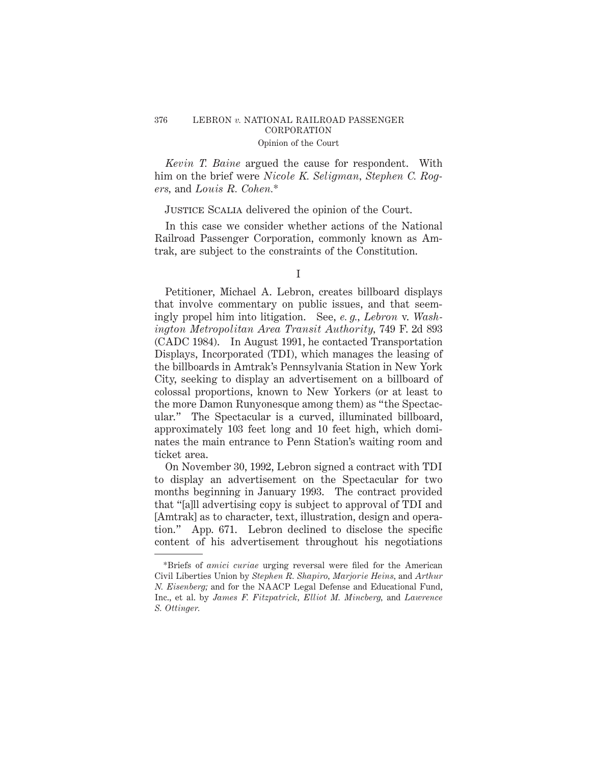*Kevin T. Baine* argued the cause for respondent. With him on the brief were *Nicole K. Seligman*, *Stephen C. Rogers*, and *Louis R. Cohen.**

JUSTICE SCALIA delivered the opinion of the Court.

In this case we consider whether actions of the National Railroad Passenger Corporation, commonly known as Amtrak, are subject to the constraints of the Constitution.

I

Petitioner, Michael A. Lebron, creates billboard displays that involve commentary on public issues, and that seemingly propel him into litigation. See, *e. g.*, *Lebron* v. *Washington Metropolitan Area Transit Authority*, 749 F. 2d 893 (CADC 1984). In August 1991, he contacted Transportation Displays, Incorporated (TDI), which manages the leasing of the billboards in Amtrak's Pennsylvania Station in New York City, seeking to display an advertisement on a billboard of colossal proportions, known to New Yorkers (or at least to the more Damon Runyonesque among them) as "the Spectacular." The Spectacular is a curved, illuminated billboard, approximately 103 feet long and 10 feet high, which dominates the main entrance to Penn Station's waiting room and ticket area.

On November 30, 1992, Lebron signed a contract with TDI to display an advertisement on the Spectacular for two months beginning in January 1993. The contract provided that "[a]ll advertising copy is subject to approval of TDI and [Amtrak] as to character, text, illustration, design and operation." App. 671. Lebron declined to disclose the specific content of his advertisement throughout his negotiations

---

*Briefs of *amici curiae* urging reversal were filed for the American Civil Liberties Union by *Stephen R. Shapiro*, *Marjorie Heins*, and *Arthur N. Eisenberg;* and for the NAACP Legal Defense and Educational Fund, Inc., et al. by *James F. Fitzpatrick*, *Elliot M. Mincberg*, and *Lawrence S. Ottinger.*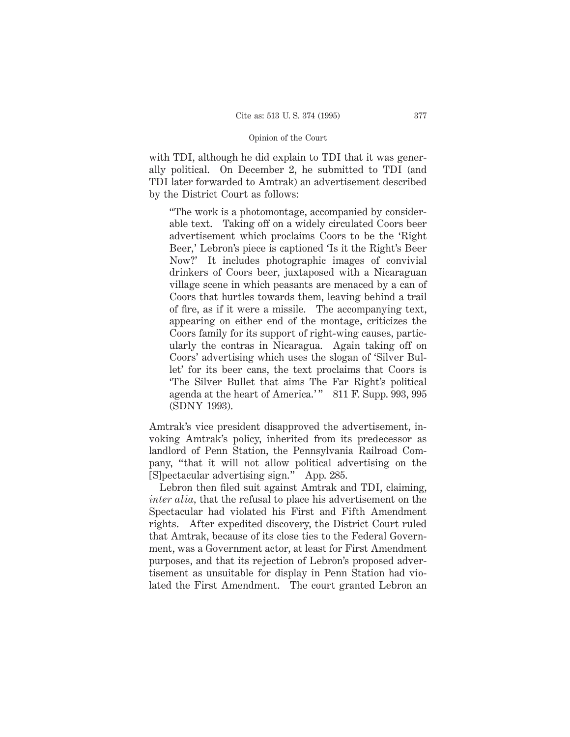with TDI, although he did explain to TDI that it was generally political. On December 2, he submitted to TDI (and TDI later forwarded to Amtrak) an advertisement described by the District Court as follows:

> "The work is a photomontage, accompanied by considerable text. Taking off on a widely circulated Coors beer advertisement which proclaims Coors to be the 'Right Beer,' Lebron's piece is captioned 'Is it the Right's Beer Now?' It includes photographic images of convivial drinkers of Coors beer, juxtaposed with a Nicaraguan village scene in which peasants are menaced by a can of Coors that hurtles towards them, leaving behind a trail of fire, as if it were a missile. The accompanying text, appearing on either end of the montage, criticizes the Coors family for its support of right-wing causes, particularly the contras in Nicaragua. Again taking off on Coors' advertising which uses the slogan of 'Silver Bullet' for its beer cans, the text proclaims that Coors is 'The Silver Bullet that aims The Far Right's political agenda at the heart of America.'" 811 F. Supp. 993, 995 (SDNY 1993).

Amtrak's vice president disapproved the advertisement, invoking Amtrak's policy, inherited from its predecessor as landlord of Penn Station, the Pennsylvania Railroad Company, "that it will not allow political advertising on the [S]pectacular advertising sign." App. 285.

Lebron then filed suit against Amtrak and TDI, claiming, *inter alia*, that the refusal to place his advertisement on the Spectacular had violated his First and Fifth Amendment rights. After expedited discovery, the District Court ruled that Amtrak, because of its close ties to the Federal Government, was a Government actor, at least for First Amendment purposes, and that its rejection of Lebron's proposed advertisement as unsuitable for display in Penn Station had violated the First Amendment. The court granted Lebron an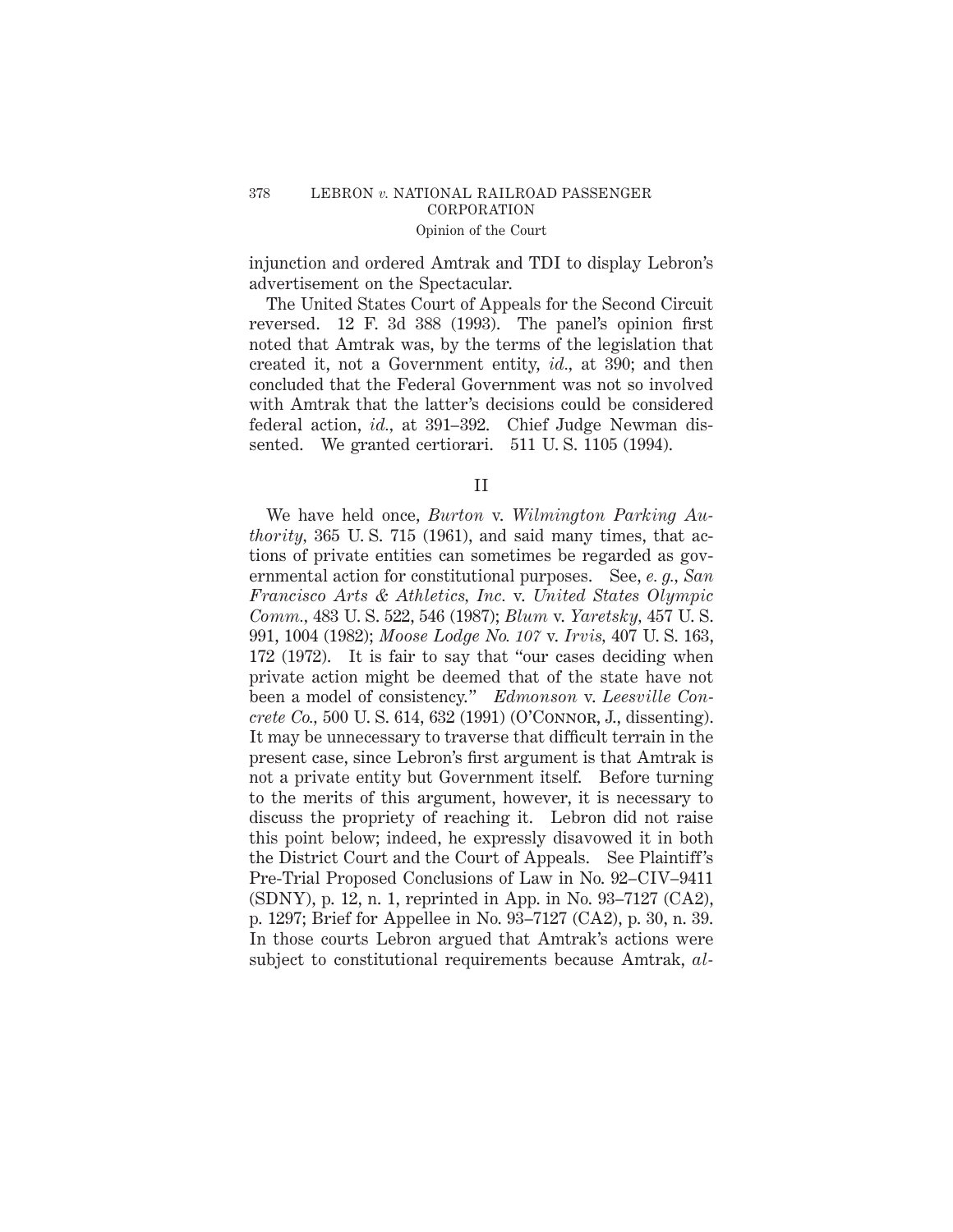injunction and ordered Amtrak and TDI to display Lebron's advertisement on the Spectacular.

The United States Court of Appeals for the Second Circuit reversed. 12 F. 3d 388 (1993). The panel's opinion first noted that Amtrak was, by the terms of the legislation that created it, not a Government entity, *id.*, at 390; and then concluded that the Federal Government was not so involved with Amtrak that the latter's decisions could be considered federal action, *id.*, at 391–392. Chief Judge Newman dissented. We granted certiorari. 511 U. S. 1105 (1994).

## II

We have held once, *Burton* v. *Wilmington Parking Authority*, 365 U. S. 715 (1961), and said many times, that actions of private entities can sometimes be regarded as governmental action for constitutional purposes. See, *e. g.*, *San Francisco Arts & Athletics, Inc.* v. *United States Olympic Comm.*, 483 U. S. 522, 546 (1987); *Blum* v. *Yaretsky*, 457 U. S. 991, 1004 (1982); *Moose Lodge No. 107* v. *Irvis*, 407 U. S. 163, 172 (1972). It is fair to say that "our cases deciding when private action might be deemed that of the state have not been a model of consistency." *Edmonson* v. *Leesville Concrete Co.*, 500 U. S. 614, 632 (1991) (O'Connor, J., dissenting). It may be unnecessary to traverse that difficult terrain in the present case, since Lebron's first argument is that Amtrak is not a private entity but Government itself. Before turning to the merits of this argument, however, it is necessary to discuss the propriety of reaching it. Lebron did not raise this point below; indeed, he expressly disavowed it in both the District Court and the Court of Appeals. See Plaintiff's Pre-Trial Proposed Conclusions of Law in No. 92–CIV–9411 (SDNY), p. 12, n. 1, reprinted in App. in No. 93–7127 (CA2), p. 1297; Brief for Appellee in No. 93–7127 (CA2), p. 30, n. 39. In those courts Lebron argued that Amtrak's actions were subject to constitutional requirements because Amtrak, *al-*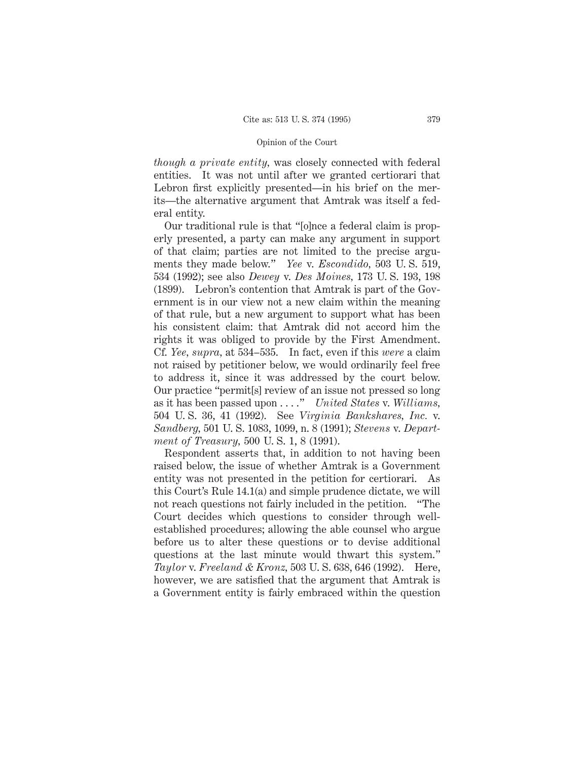*though a private entity,* was closely connected with federal entities. It was not until after we granted certiorari that Lebron first explicitly presented—in his brief on the merits—the alternative argument that Amtrak was itself a federal entity.

Our traditional rule is that "[o]nce a federal claim is properly presented, a party can make any argument in support of that claim; parties are not limited to the precise arguments they made below." *Yee* v. *Escondido,* 503 U. S. 519, 534 (1992); see also *Dewey* v. *Des Moines,* 173 U. S. 193, 198 (1899). Lebron's contention that Amtrak is part of the Government is in our view not a new claim within the meaning of that rule, but a new argument to support what has been his consistent claim: that Amtrak did not accord him the rights it was obliged to provide by the First Amendment. Cf. *Yee, supra,* at 534–535. In fact, even if this *were* a claim not raised by petitioner below, we would ordinarily feel free to address it, since it was addressed by the court below. Our practice "permit[s] review of an issue not pressed so long as it has been passed upon . . . ." *United States* v. *Williams,* 504 U. S. 36, 41 (1992). See *Virginia Bankshares, Inc.* v. *Sandberg,* 501 U. S. 1083, 1099, n. 8 (1991); *Stevens* v. *Department of Treasury,* 500 U. S. 1, 8 (1991).

Respondent asserts that, in addition to not having been raised below, the issue of whether Amtrak is a Government entity was not presented in the petition for certiorari. As this Court's Rule 14.1(a) and simple prudence dictate, we will not reach questions not fairly included in the petition. "The Court decides which questions to consider through well-established procedures; allowing the able counsel who argue before us to alter these questions or to devise additional questions at the last minute would thwart this system." *Taylor* v. *Freeland & Kronz,* 503 U. S. 638, 646 (1992). Here, however, we are satisfied that the argument that Amtrak is a Government entity is fairly embraced within the question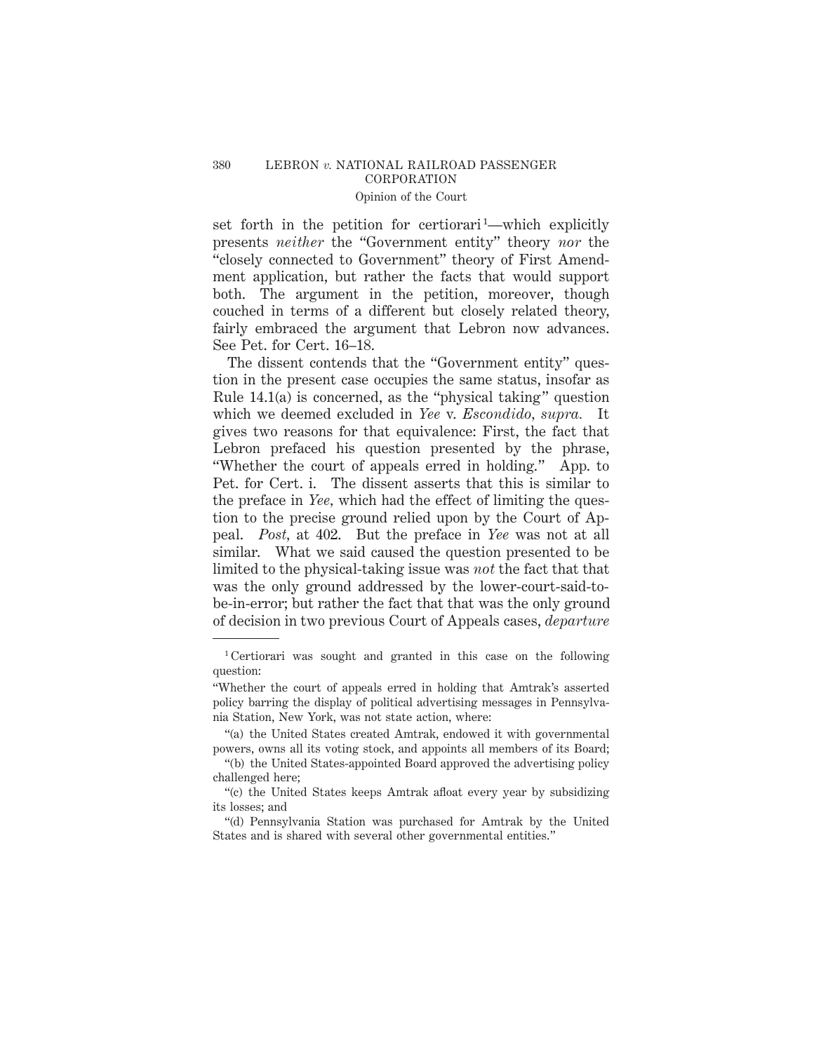set forth in the petition for certiorari[1]—which explicitly presents *neither* the "Government entity" theory *nor* the "closely connected to Government" theory of First Amendment application, but rather the facts that would support both. The argument in the petition, moreover, though couched in terms of a different but closely related theory, fairly embraced the argument that Lebron now advances. See Pet. for Cert. 16–18.

The dissent contends that the "Government entity" question in the present case occupies the same status, insofar as Rule 14.1(a) is concerned, as the "physical taking" question which we deemed excluded in *Yee* v. *Escondido*, *supra.* It gives two reasons for that equivalence: First, the fact that Lebron prefaced his question presented by the phrase, "Whether the court of appeals erred in holding." App. to Pet. for Cert. i. The dissent asserts that this is similar to the preface in *Yee*, which had the effect of limiting the question to the precise ground relied upon by the Court of Appeal. *Post*, at 402. But the preface in *Yee* was not at all similar. What we said caused the question presented to be limited to the physical-taking issue was *not* the fact that that was the only ground addressed by the lower-court-said-to-be-in-error; but rather the fact that that was the only ground of decision in two previous Court of Appeals cases, *departure*

---

[1] Certiorari was sought and granted in this case on the following question:

"Whether the court of appeals erred in holding that Amtrak's asserted policy barring the display of political advertising messages in Pennsylvania Station, New York, was not state action, where:

"(a) the United States created Amtrak, endowed it with governmental powers, owns all its voting stock, and appoints all members of its Board;

"(b) the United States-appointed Board approved the advertising policy challenged here;

"(c) the United States keeps Amtrak afloat every year by subsidizing its losses; and

"(d) Pennsylvania Station was purchased for Amtrak by the United States and is shared with several other governmental entities."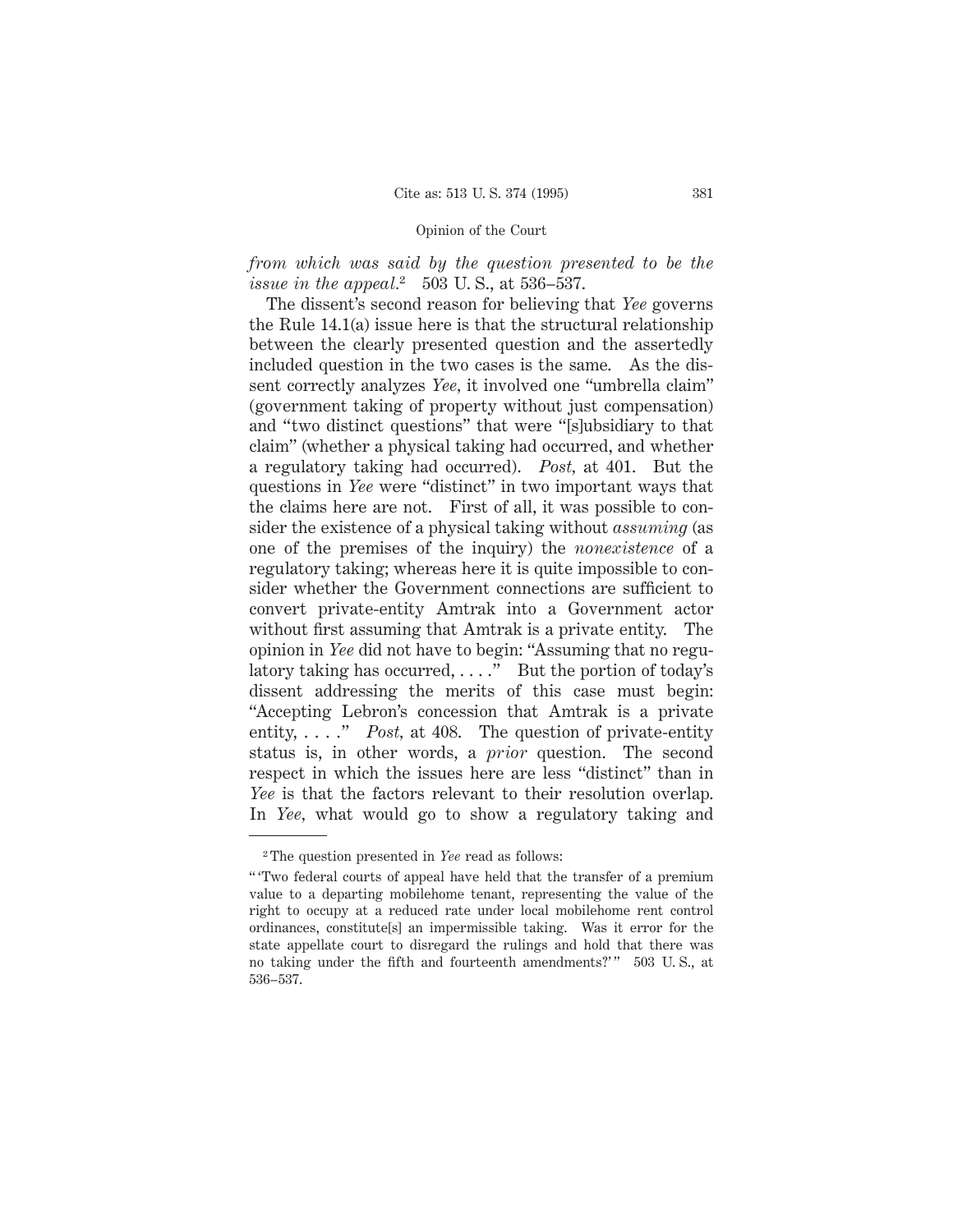*from which was said by the question presented to be the issue in the appeal.*[2] 503 U. S., at 536–537.

The dissent's second reason for believing that *Yee* governs the Rule 14.1(a) issue here is that the structural relationship between the clearly presented question and the assertedly included question in the two cases is the same. As the dissent correctly analyzes *Yee*, it involved one "umbrella claim" (government taking of property without just compensation) and "two distinct questions" that were "[s]ubsidiary to that claim" (whether a physical taking had occurred, and whether a regulatory taking had occurred). *Post*, at 401. But the questions in *Yee* were "distinct" in two important ways that the claims here are not. First of all, it was possible to consider the existence of a physical taking without *assuming* (as one of the premises of the inquiry) the *nonexistence* of a regulatory taking; whereas here it is quite impossible to consider whether the Government connections are sufficient to convert private-entity Amtrak into a Government actor without first assuming that Amtrak is a private entity. The opinion in *Yee* did not have to begin: "Assuming that no regulatory taking has occurred, . . . ." But the portion of today's dissent addressing the merits of this case must begin: "Accepting Lebron's concession that Amtrak is a private entity, . . . ." *Post*, at 408. The question of private-entity status is, in other words, a *prior* question. The second respect in which the issues here are less "distinct" than in *Yee* is that the factors relevant to their resolution overlap. In *Yee*, what would go to show a regulatory taking and

---

[2] The question presented in *Yee* read as follows:

"'Two federal courts of appeal have held that the transfer of a premium value to a departing mobilehome tenant, representing the value of the right to occupy at a reduced rate under local mobilehome rent control ordinances, constitute[s] an impermissible taking. Was it error for the state appellate court to disregard the rulings and hold that there was no taking under the fifth and fourteenth amendments?'" 503 U. S., at 536–537.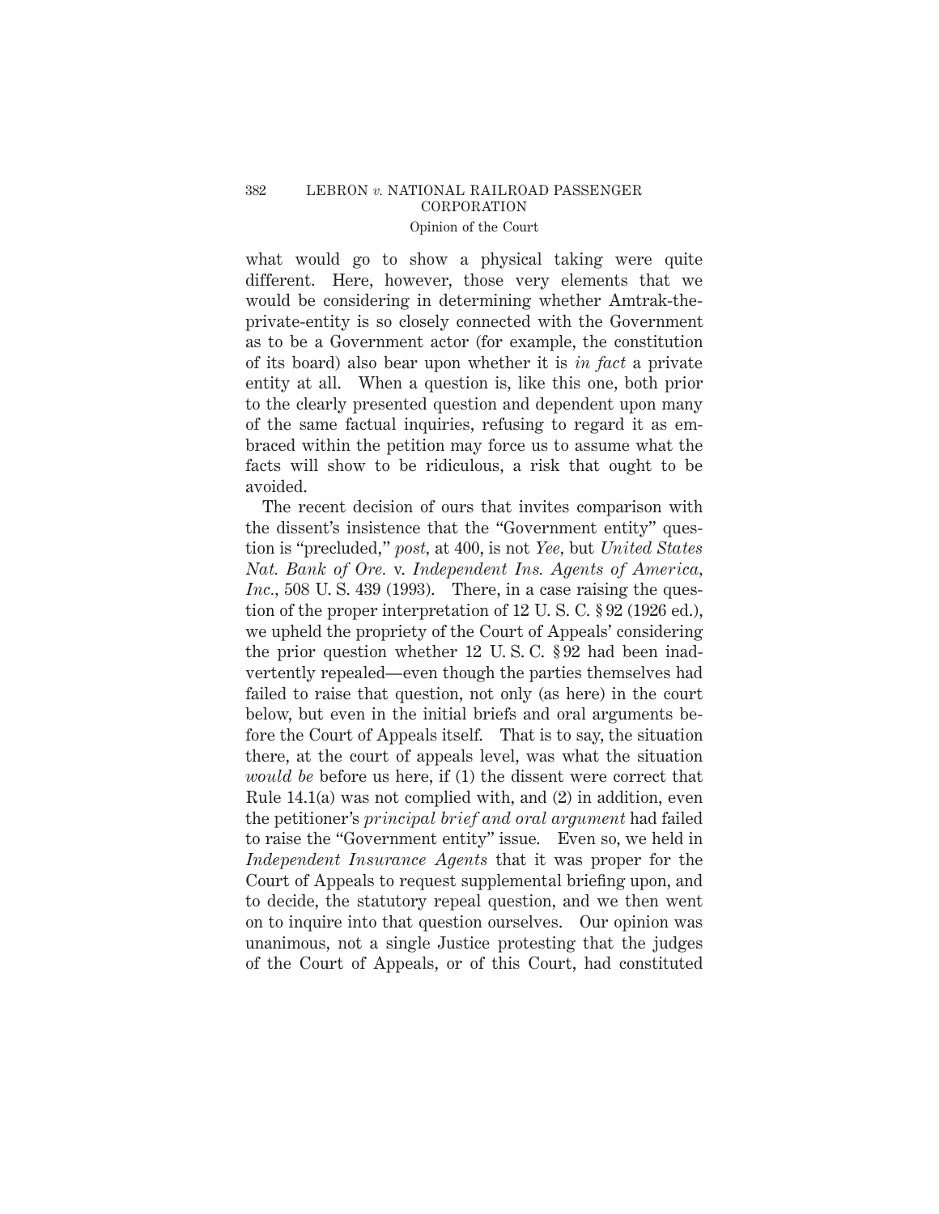what would go to show a physical taking were quite different. Here, however, those very elements that we would be considering in determining whether Amtrak-the-private-entity is so closely connected with the Government as to be a Government actor (for example, the constitution of its board) also bear upon whether it is *in fact* a private entity at all. When a question is, like this one, both prior to the clearly presented question and dependent upon many of the same factual inquiries, refusing to regard it as embraced within the petition may force us to assume what the facts will show to be ridiculous, a risk that ought to be avoided.

The recent decision of ours that invites comparison with the dissent's insistence that the "Government entity" question is "precluded," *post,* at 400, is not *Yee,* but *United States Nat. Bank of Ore.* v. *Independent Ins. Agents of America, Inc.,* 508 U. S. 439 (1993). There, in a case raising the question of the proper interpretation of 12 U. S. C. § 92 (1926 ed.), we upheld the propriety of the Court of Appeals' considering the prior question whether 12 U. S. C. § 92 had been inadvertently repealed—even though the parties themselves had failed to raise that question, not only (as here) in the court below, but even in the initial briefs and oral arguments before the Court of Appeals itself. That is to say, the situation there, at the court of appeals level, was what the situation *would be* before us here, if (1) the dissent were correct that Rule 14.1(a) was not complied with, and (2) in addition, even the petitioner's *principal brief and oral argument* had failed to raise the "Government entity" issue. Even so, we held in *Independent Insurance Agents* that it was proper for the Court of Appeals to request supplemental briefing upon, and to decide, the statutory repeal question, and we then went on to inquire into that question ourselves. Our opinion was unanimous, not a single Justice protesting that the judges of the Court of Appeals, or of this Court, had constituted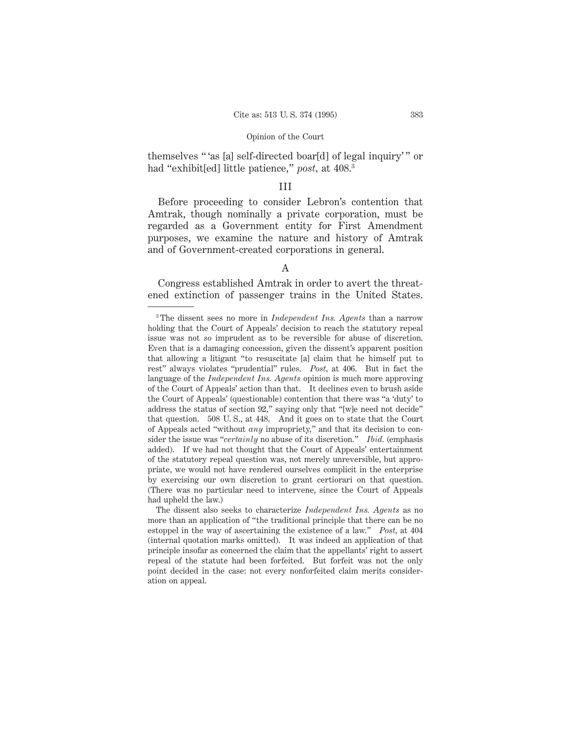themselves " 'as [a] self-directed boar[d] of legal inquiry' " or had "exhibit[ed] little patience," *post*, at 408.[3]

## III

Before proceeding to consider Lebron's contention that Amtrak, though nominally a private corporation, must be regarded as a Government entity for First Amendment purposes, we examine the nature and history of Amtrak and of Government-created corporations in general.

### A

Congress established Amtrak in order to avert the threatened extinction of passenger trains in the United States.

---

[3] The dissent sees no more in *Independent Ins. Agents* than a narrow holding that the Court of Appeals' decision to reach the statutory repeal issue was not *so* imprudent as to be reversible for abuse of discretion. Even that is a damaging concession, given the dissent's apparent position that allowing a litigant "to resuscitate [a] claim that he himself put to rest" always violates "prudential" rules. *Post*, at 406. But in fact the language of the *Independent Ins. Agents* opinion is much more approving of the Court of Appeals' action than that. It declines even to brush aside the Court of Appeals' (questionable) contention that there was "a 'duty' to address the status of section 92," saying only that "[w]e need not decide" that question. 508 U. S., at 448. And it goes on to state that the Court of Appeals acted "without *any* impropriety," and that its decision to consider the issue was "*certainly* no abuse of its discretion." *Ibid.* (emphasis added). If we had not thought that the Court of Appeals' entertainment of the statutory repeal question was, not merely unreversible, but appropriate, we would not have rendered ourselves complicit in the enterprise by exercising our own discretion to grant certiorari on that question. (There was no particular need to intervene, since the Court of Appeals had upheld the law.)

The dissent also seeks to characterize *Independent Ins. Agents* as no more than an application of "the traditional principle that there can be no estoppel in the way of ascertaining the existence of a law." *Post*, at 404 (internal quotation marks omitted). It was indeed an application of that principle insofar as concerned the claim that the appellants' right to assert repeal of the statute had been forfeited. But forfeit was not the only point decided in the case: not every nonforfeited claim merits consideration on appeal.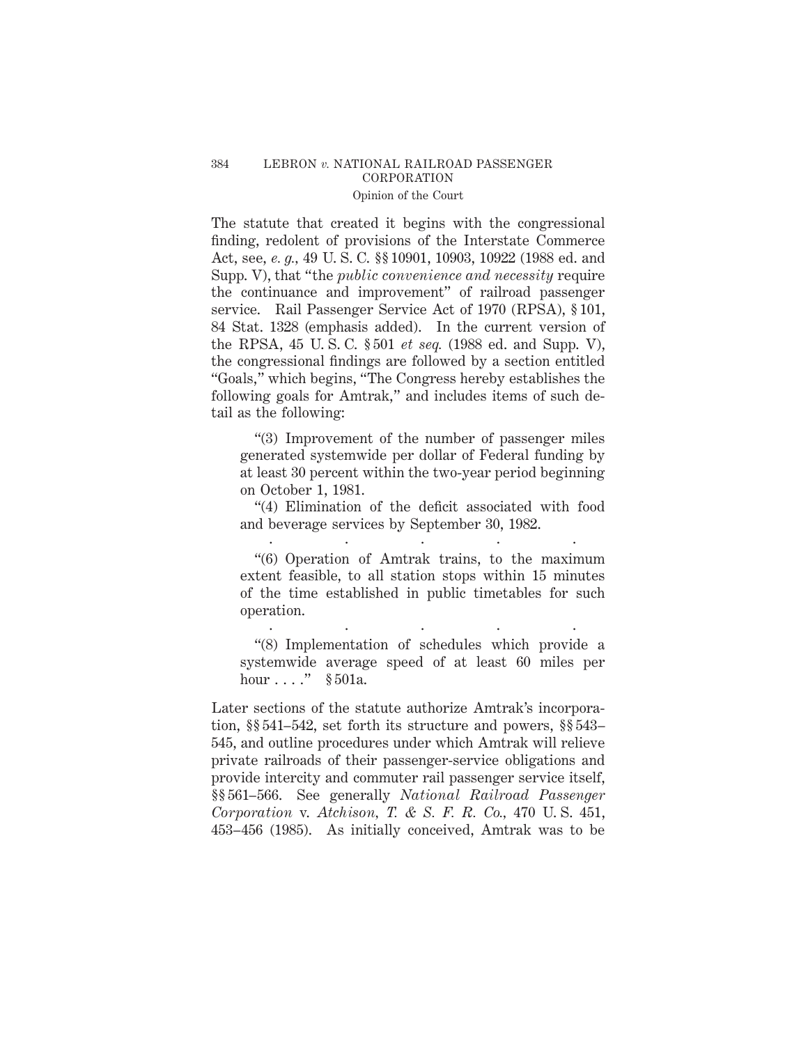The statute that created it begins with the congressional finding, redolent of provisions of the Interstate Commerce Act, see, *e. g.*, 49 U. S. C. §§ 10901, 10903, 10922 (1988 ed. and Supp. V), that "the *public convenience and necessity* require the continuance and improvement" of railroad passenger service. Rail Passenger Service Act of 1970 (RPSA), § 101, 84 Stat. 1328 (emphasis added). In the current version of the RPSA, 45 U. S. C. § 501 *et seq.* (1988 ed. and Supp. V), the congressional findings are followed by a section entitled "Goals," which begins, "The Congress hereby establishes the following goals for Amtrak," and includes items of such detail as the following:

> "(3) Improvement of the number of passenger miles generated systemwide per dollar of Federal funding by at least 30 percent within the two-year period beginning on October 1, 1981.
>
> "(4) Elimination of the deficit associated with food and beverage services by September 30, 1982.
>
> . . . . .
>
> "(6) Operation of Amtrak trains, to the maximum extent feasible, to all station stops within 15 minutes of the time established in public timetables for such operation.
>
> . . . . .
>
> "(8) Implementation of schedules which provide a systemwide average speed of at least 60 miles per hour . . . ." § 501a.

Later sections of the statute authorize Amtrak's incorporation, §§ 541–542, set forth its structure and powers, §§ 543–545, and outline procedures under which Amtrak will relieve private railroads of their passenger-service obligations and provide intercity and commuter rail passenger service itself, §§ 561–566. See generally *National Railroad Passenger Corporation* v. *Atchison, T. & S. F. R. Co.*, 470 U. S. 451, 453–456 (1985). As initially conceived, Amtrak was to be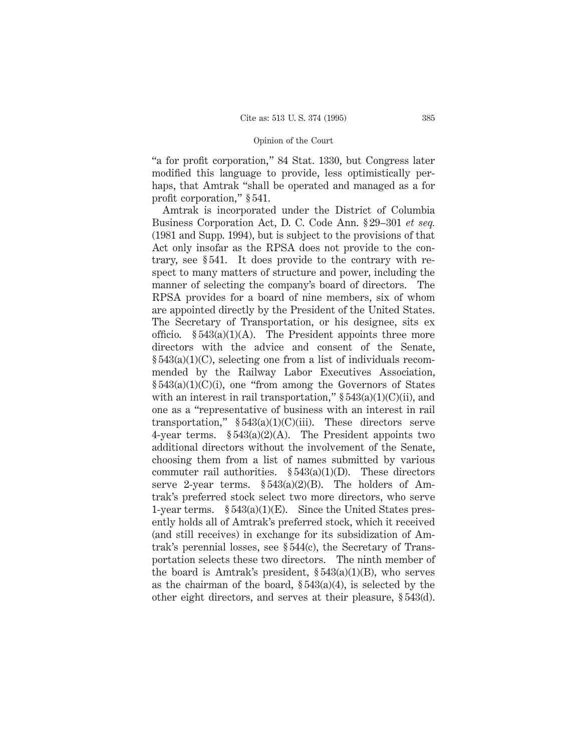"a for profit corporation," 84 Stat. 1330, but Congress later modified this language to provide, less optimistically perhaps, that Amtrak "shall be operated and managed as a for profit corporation," § 541.

Amtrak is incorporated under the District of Columbia Business Corporation Act, D. C. Code Ann. § 29–301 *et seq.* (1981 and Supp. 1994), but is subject to the provisions of that Act only insofar as the RPSA does not provide to the contrary, see § 541. It does provide to the contrary with respect to many matters of structure and power, including the manner of selecting the company's board of directors. The RPSA provides for a board of nine members, six of whom are appointed directly by the President of the United States. The Secretary of Transportation, or his designee, sits ex officio. § 543(a)(1)(A). The President appoints three more directors with the advice and consent of the Senate, § 543(a)(1)(C), selecting one from a list of individuals recommended by the Railway Labor Executives Association, § 543(a)(1)(C)(i), one "from among the Governors of States with an interest in rail transportation," § 543(a)(1)(C)(ii), and one as a "representative of business with an interest in rail transportation," § 543(a)(1)(C)(iii). These directors serve 4-year terms. § 543(a)(2)(A). The President appoints two additional directors without the involvement of the Senate, choosing them from a list of names submitted by various commuter rail authorities. § 543(a)(1)(D). These directors serve 2-year terms. § 543(a)(2)(B). The holders of Amtrak's preferred stock select two more directors, who serve 1-year terms. § 543(a)(1)(E). Since the United States presently holds all of Amtrak's preferred stock, which it received (and still receives) in exchange for its subsidization of Amtrak's perennial losses, see § 544(c), the Secretary of Transportation selects these two directors. The ninth member of the board is Amtrak's president, § 543(a)(1)(B), who serves as the chairman of the board, § 543(a)(4), is selected by the other eight directors, and serves at their pleasure, § 543(d).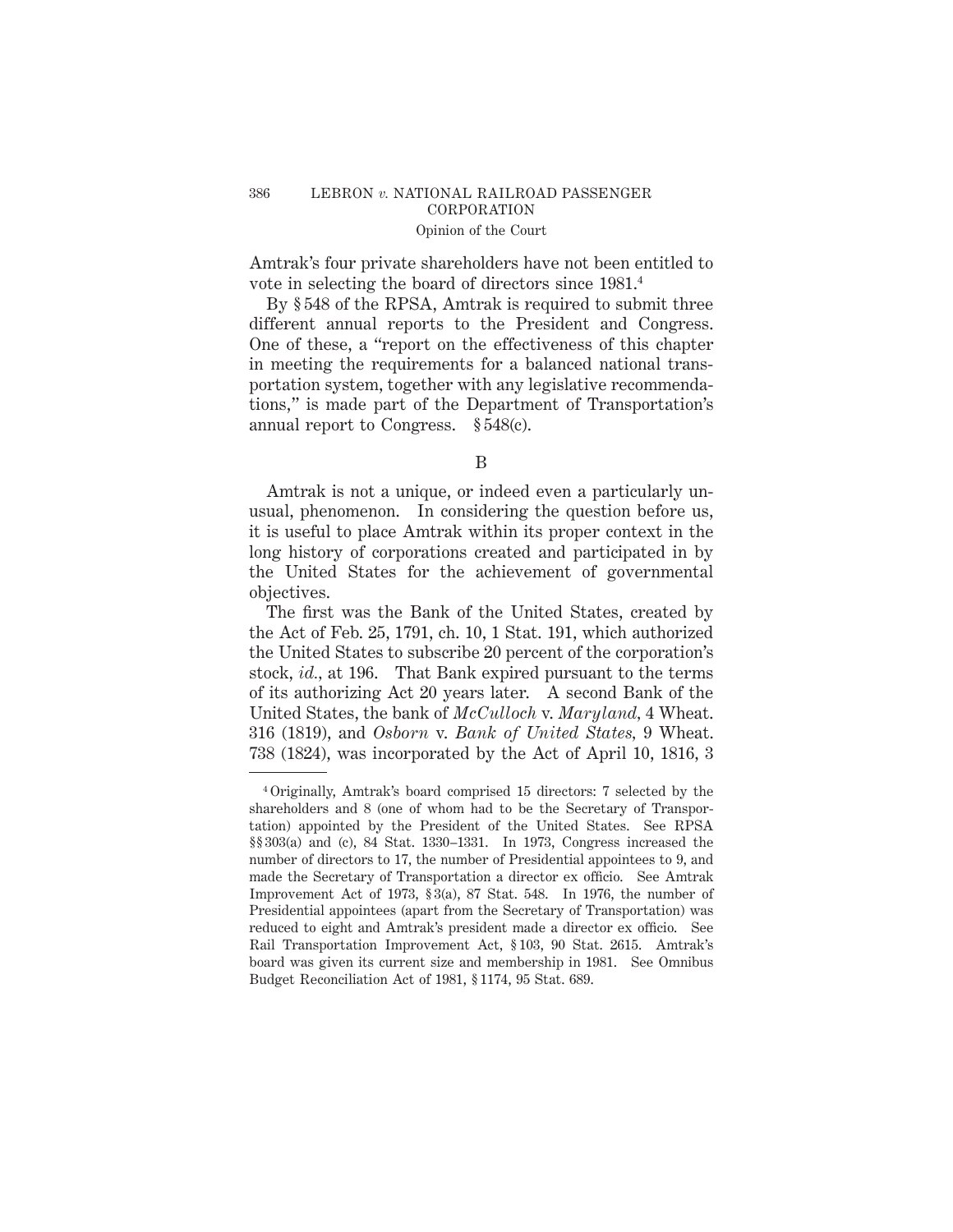Amtrak's four private shareholders have not been entitled to vote in selecting the board of directors since 1981.[4]

By § 548 of the RPSA, Amtrak is required to submit three different annual reports to the President and Congress. One of these, a "report on the effectiveness of this chapter in meeting the requirements for a balanced national transportation system, together with any legislative recommendations," is made part of the Department of Transportation's annual report to Congress. § 548(c).

B

Amtrak is not a unique, or indeed even a particularly unusual, phenomenon. In considering the question before us, it is useful to place Amtrak within its proper context in the long history of corporations created and participated in by the United States for the achievement of governmental objectives.

The first was the Bank of the United States, created by the Act of Feb. 25, 1791, ch. 10, 1 Stat. 191, which authorized the United States to subscribe 20 percent of the corporation's stock, *id.*, at 196. That Bank expired pursuant to the terms of its authorizing Act 20 years later. A second Bank of the United States, the bank of *McCulloch* v. *Maryland*, 4 Wheat. 316 (1819), and *Osborn* v. *Bank of United States*, 9 Wheat. 738 (1824), was incorporated by the Act of April 10, 1816, 3

---

[4] Originally, Amtrak's board comprised 15 directors: 7 selected by the shareholders and 8 (one of whom had to be the Secretary of Transportation) appointed by the President of the United States. See RPSA §§ 303(a) and (c), 84 Stat. 1330–1331. In 1973, Congress increased the number of directors to 17, the number of Presidential appointees to 9, and made the Secretary of Transportation a director ex officio. See Amtrak Improvement Act of 1973, § 3(a), 87 Stat. 548. In 1976, the number of Presidential appointees (apart from the Secretary of Transportation) was reduced to eight and Amtrak's president made a director ex officio. See Rail Transportation Improvement Act, § 103, 90 Stat. 2615. Amtrak's board was given its current size and membership in 1981. See Omnibus Budget Reconciliation Act of 1981, § 1174, 95 Stat. 689.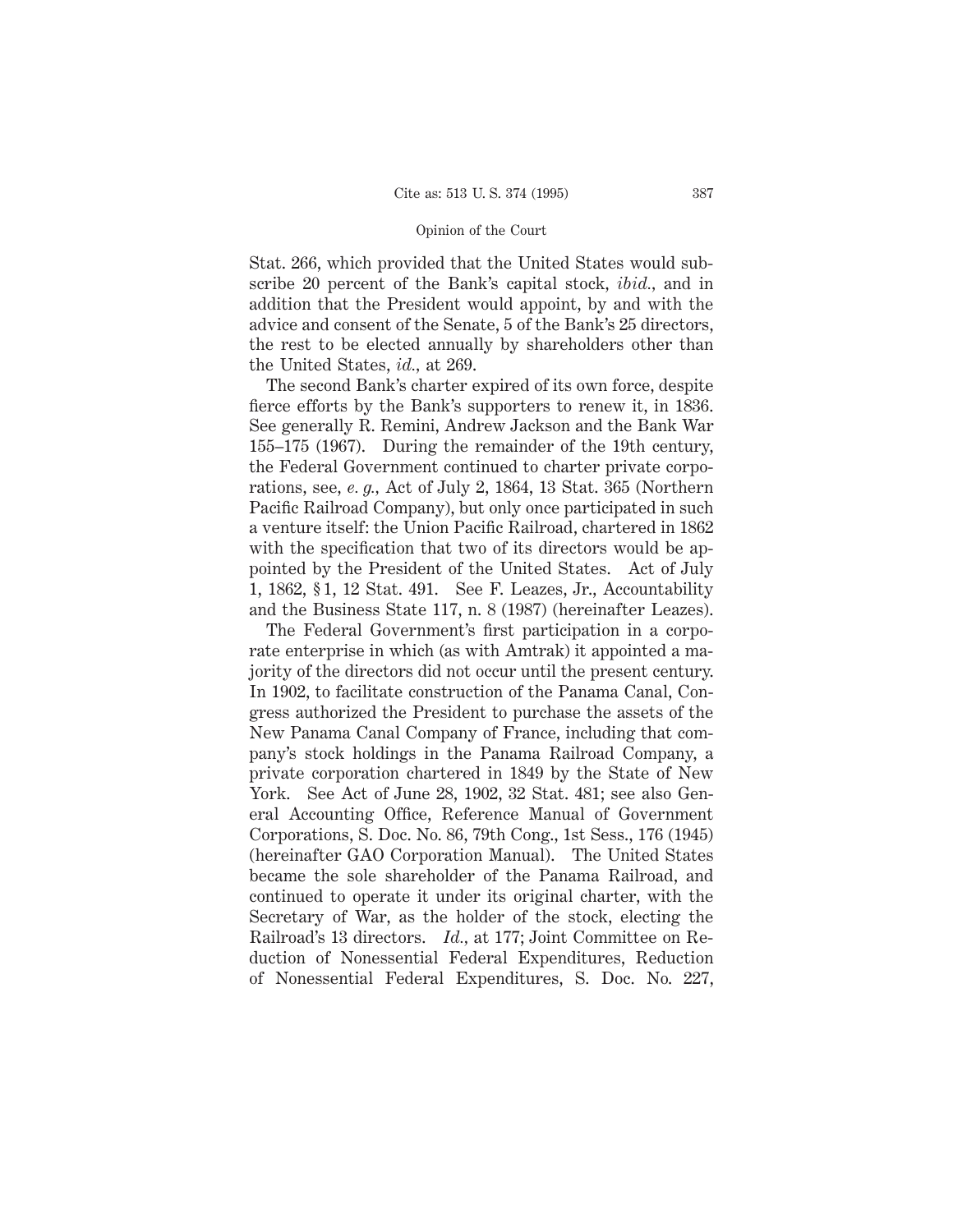Stat. 266, which provided that the United States would subscribe 20 percent of the Bank's capital stock, *ibid.*, and in addition that the President would appoint, by and with the advice and consent of the Senate, 5 of the Bank's 25 directors, the rest to be elected annually by shareholders other than the United States, *id.*, at 269.

The second Bank's charter expired of its own force, despite fierce efforts by the Bank's supporters to renew it, in 1836. See generally R. Remini, Andrew Jackson and the Bank War 155–175 (1967). During the remainder of the 19th century, the Federal Government continued to charter private corporations, see, *e. g.*, Act of July 2, 1864, 13 Stat. 365 (Northern Pacific Railroad Company), but only once participated in such a venture itself: the Union Pacific Railroad, chartered in 1862 with the specification that two of its directors would be appointed by the President of the United States. Act of July 1, 1862, § 1, 12 Stat. 491. See F. Leazes, Jr., Accountability and the Business State 117, n. 8 (1987) (hereinafter Leazes).

The Federal Government's first participation in a corporate enterprise in which (as with Amtrak) it appointed a majority of the directors did not occur until the present century. In 1902, to facilitate construction of the Panama Canal, Congress authorized the President to purchase the assets of the New Panama Canal Company of France, including that company's stock holdings in the Panama Railroad Company, a private corporation chartered in 1849 by the State of New York. See Act of June 28, 1902, 32 Stat. 481; see also General Accounting Office, Reference Manual of Government Corporations, S. Doc. No. 86, 79th Cong., 1st Sess., 176 (1945) (hereinafter GAO Corporation Manual). The United States became the sole shareholder of the Panama Railroad, and continued to operate it under its original charter, with the Secretary of War, as the holder of the stock, electing the Railroad's 13 directors. *Id.*, at 177; Joint Committee on Reduction of Nonessential Federal Expenditures, Reduction of Nonessential Federal Expenditures, S. Doc. No. 227,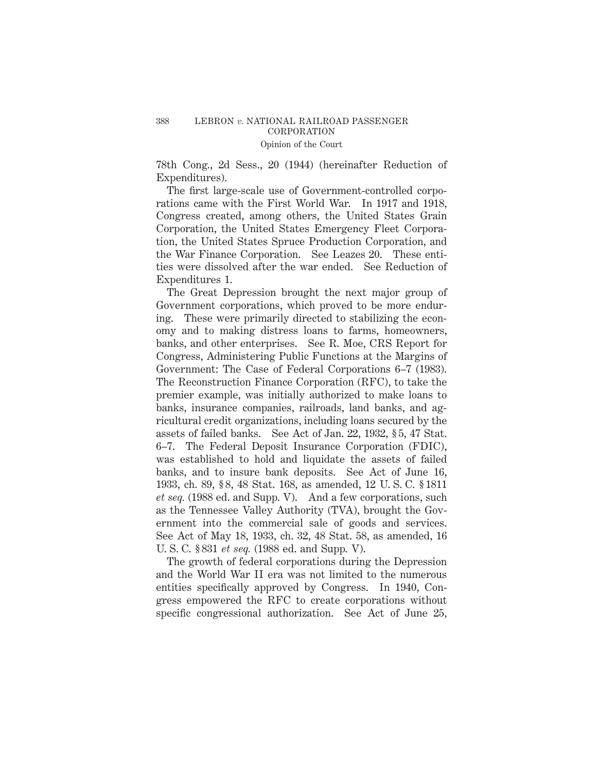78th Cong., 2d Sess., 20 (1944) (hereinafter Reduction of Expenditures).

The first large-scale use of Government-controlled corporations came with the First World War. In 1917 and 1918, Congress created, among others, the United States Grain Corporation, the United States Emergency Fleet Corporation, the United States Spruce Production Corporation, and the War Finance Corporation. See Leazes 20. These entities were dissolved after the war ended. See Reduction of Expenditures 1.

The Great Depression brought the next major group of Government corporations, which proved to be more enduring. These were primarily directed to stabilizing the economy and to making distress loans to farms, homeowners, banks, and other enterprises. See R. Moe, CRS Report for Congress, Administering Public Functions at the Margins of Government: The Case of Federal Corporations 6–7 (1983). The Reconstruction Finance Corporation (RFC), to take the premier example, was initially authorized to make loans to banks, insurance companies, railroads, land banks, and agricultural credit organizations, including loans secured by the assets of failed banks. See Act of Jan. 22, 1932, § 5, 47 Stat. 6–7. The Federal Deposit Insurance Corporation (FDIC), was established to hold and liquidate the assets of failed banks, and to insure bank deposits. See Act of June 16, 1933, ch. 89, § 8, 48 Stat. 168, as amended, 12 U. S. C. § 1811 *et seq.* (1988 ed. and Supp. V). And a few corporations, such as the Tennessee Valley Authority (TVA), brought the Government into the commercial sale of goods and services. See Act of May 18, 1933, ch. 32, 48 Stat. 58, as amended, 16 U. S. C. § 831 *et seq.* (1988 ed. and Supp. V).

The growth of federal corporations during the Depression and the World War II era was not limited to the numerous entities specifically approved by Congress. In 1940, Congress empowered the RFC to create corporations without specific congressional authorization. See Act of June 25,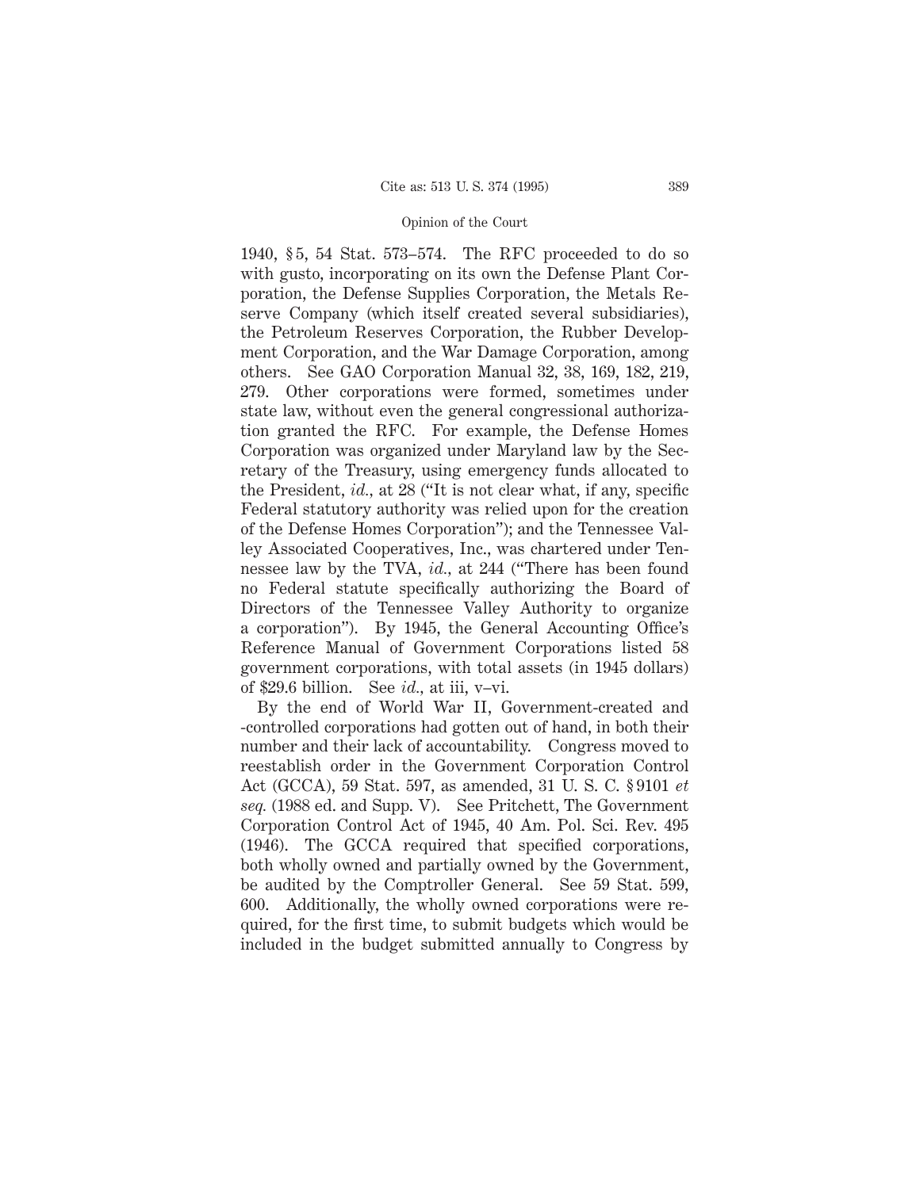1940, § 5, 54 Stat. 573–574. The RFC proceeded to do so with gusto, incorporating on its own the Defense Plant Corporation, the Defense Supplies Corporation, the Metals Reserve Company (which itself created several subsidiaries), the Petroleum Reserves Corporation, the Rubber Development Corporation, and the War Damage Corporation, among others. See GAO Corporation Manual 32, 38, 169, 182, 219, 279. Other corporations were formed, sometimes under state law, without even the general congressional authorization granted the RFC. For example, the Defense Homes Corporation was organized under Maryland law by the Secretary of the Treasury, using emergency funds allocated to the President, *id.*, at 28 ("It is not clear what, if any, specific Federal statutory authority was relied upon for the creation of the Defense Homes Corporation"); and the Tennessee Valley Associated Cooperatives, Inc., was chartered under Tennessee law by the TVA, *id.*, at 244 ("There has been found no Federal statute specifically authorizing the Board of Directors of the Tennessee Valley Authority to organize a corporation"). By 1945, the General Accounting Office's Reference Manual of Government Corporations listed 58 government corporations, with total assets (in 1945 dollars) of $29.6 billion. See *id.*, at iii, v–vi.

By the end of World War II, Government-created and -controlled corporations had gotten out of hand, in both their number and their lack of accountability. Congress moved to reestablish order in the Government Corporation Control Act (GCCA), 59 Stat. 597, as amended, 31 U. S. C. § 9101 *et seq.* (1988 ed. and Supp. V). See Pritchett, The Government Corporation Control Act of 1945, 40 Am. Pol. Sci. Rev. 495 (1946). The GCCA required that specified corporations, both wholly owned and partially owned by the Government, be audited by the Comptroller General. See 59 Stat. 599, 600. Additionally, the wholly owned corporations were required, for the first time, to submit budgets which would be included in the budget submitted annually to Congress by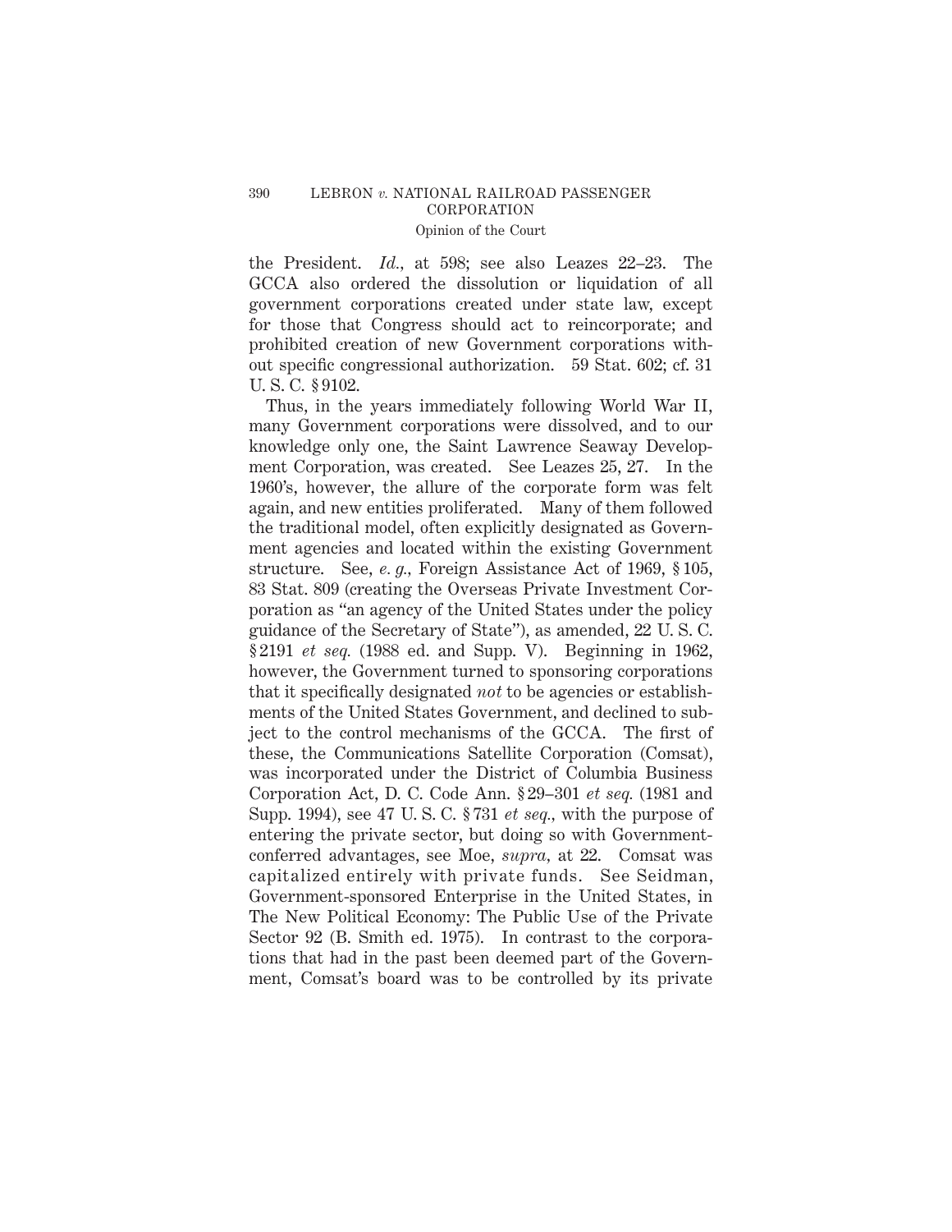the President. *Id.*, at 598; see also Leazes 22–23. The GCCA also ordered the dissolution or liquidation of all government corporations created under state law, except for those that Congress should act to reincorporate; and prohibited creation of new Government corporations without specific congressional authorization. 59 Stat. 602; cf. 31 U. S. C. § 9102.

Thus, in the years immediately following World War II, many Government corporations were dissolved, and to our knowledge only one, the Saint Lawrence Seaway Development Corporation, was created. See Leazes 25, 27. In the 1960's, however, the allure of the corporate form was felt again, and new entities proliferated. Many of them followed the traditional model, often explicitly designated as Government agencies and located within the existing Government structure. See, *e. g.,* Foreign Assistance Act of 1969, § 105, 83 Stat. 809 (creating the Overseas Private Investment Corporation as "an agency of the United States under the policy guidance of the Secretary of State"), as amended, 22 U. S. C. § 2191 *et seq.* (1988 ed. and Supp. V). Beginning in 1962, however, the Government turned to sponsoring corporations that it specifically designated *not* to be agencies or establishments of the United States Government, and declined to subject to the control mechanisms of the GCCA. The first of these, the Communications Satellite Corporation (Comsat), was incorporated under the District of Columbia Business Corporation Act, D. C. Code Ann. § 29–301 *et seq.* (1981 and Supp. 1994), see 47 U. S. C. § 731 *et seq.,* with the purpose of entering the private sector, but doing so with Government-conferred advantages, see Moe, *supra,* at 22. Comsat was capitalized entirely with private funds. See Seidman, Government-sponsored Enterprise in the United States, in The New Political Economy: The Public Use of the Private Sector 92 (B. Smith ed. 1975). In contrast to the corporations that had in the past been deemed part of the Government, Comsat's board was to be controlled by its private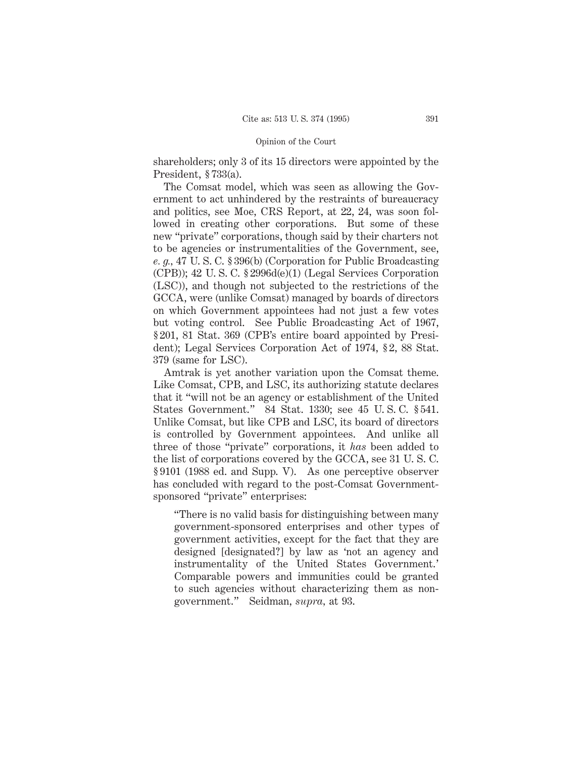shareholders; only 3 of its 15 directors were appointed by the President, § 733(a).

The Comsat model, which was seen as allowing the Government to act unhindered by the restraints of bureaucracy and politics, see Moe, CRS Report, at 22, 24, was soon followed in creating other corporations. But some of these new "private" corporations, though said by their charters not to be agencies or instrumentalities of the Government, see, *e. g.*, 47 U. S. C. § 396(b) (Corporation for Public Broadcasting (CPB)); 42 U. S. C. § 2996d(e)(1) (Legal Services Corporation (LSC)), and though not subjected to the restrictions of the GCCA, were (unlike Comsat) managed by boards of directors on which Government appointees had not just a few votes but voting control. See Public Broadcasting Act of 1967, § 201, 81 Stat. 369 (CPB's entire board appointed by President); Legal Services Corporation Act of 1974, § 2, 88 Stat. 379 (same for LSC).

Amtrak is yet another variation upon the Comsat theme. Like Comsat, CPB, and LSC, its authorizing statute declares that it "will not be an agency or establishment of the United States Government." 84 Stat. 1330; see 45 U. S. C. § 541. Unlike Comsat, but like CPB and LSC, its board of directors is controlled by Government appointees. And unlike all three of those "private" corporations, it *has* been added to the list of corporations covered by the GCCA, see 31 U. S. C. § 9101 (1988 ed. and Supp. V). As one perceptive observer has concluded with regard to the post-Comsat Government-sponsored "private" enterprises:

> "There is no valid basis for distinguishing between many government-sponsored enterprises and other types of government activities, except for the fact that they are designed [designated?] by law as 'not an agency and instrumentality of the United States Government.' Comparable powers and immunities could be granted to such agencies without characterizing them as non-government." Seidman, *supra*, at 93.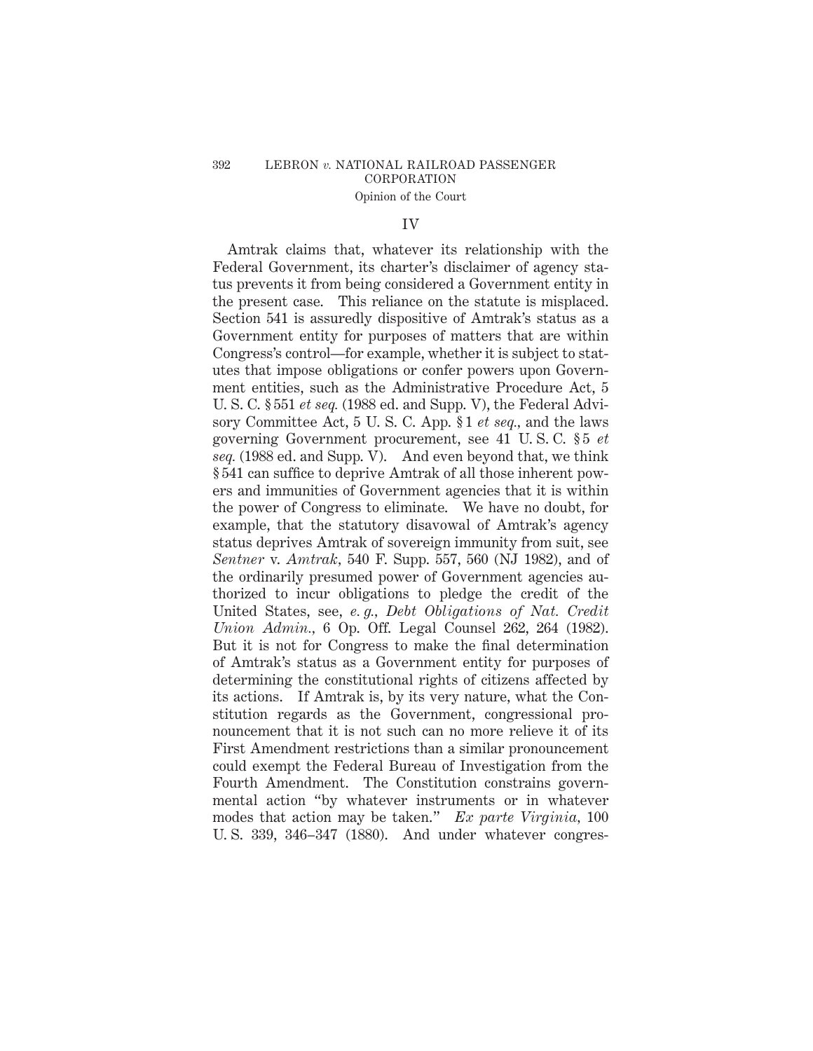## IV

Amtrak claims that, whatever its relationship with the Federal Government, its charter's disclaimer of agency status prevents it from being considered a Government entity in the present case. This reliance on the statute is misplaced. Section 541 is assuredly dispositive of Amtrak's status as a Government entity for purposes of matters that are within Congress's control—for example, whether it is subject to statutes that impose obligations or confer powers upon Government entities, such as the Administrative Procedure Act, 5 U. S. C. § 551 *et seq.* (1988 ed. and Supp. V), the Federal Advisory Committee Act, 5 U. S. C. App. § 1 *et seq.*, and the laws governing Government procurement, see 41 U. S. C. § 5 *et seq.* (1988 ed. and Supp. V). And even beyond that, we think § 541 can suffice to deprive Amtrak of all those inherent powers and immunities of Government agencies that it is within the power of Congress to eliminate. We have no doubt, for example, that the statutory disavowal of Amtrak's agency status deprives Amtrak of sovereign immunity from suit, see *Sentner* v. *Amtrak*, 540 F. Supp. 557, 560 (NJ 1982), and of the ordinarily presumed power of Government agencies authorized to incur obligations to pledge the credit of the United States, see, *e. g.*, *Debt Obligations of Nat. Credit Union Admin.*, 6 Op. Off. Legal Counsel 262, 264 (1982). But it is not for Congress to make the final determination of Amtrak's status as a Government entity for purposes of determining the constitutional rights of citizens affected by its actions. If Amtrak is, by its very nature, what the Constitution regards as the Government, congressional pronouncement that it is not such can no more relieve it of its First Amendment restrictions than a similar pronouncement could exempt the Federal Bureau of Investigation from the Fourth Amendment. The Constitution constrains governmental action "by whatever instruments or in whatever modes that action may be taken." *Ex parte Virginia*, 100 U. S. 339, 346–347 (1880). And under whatever congres-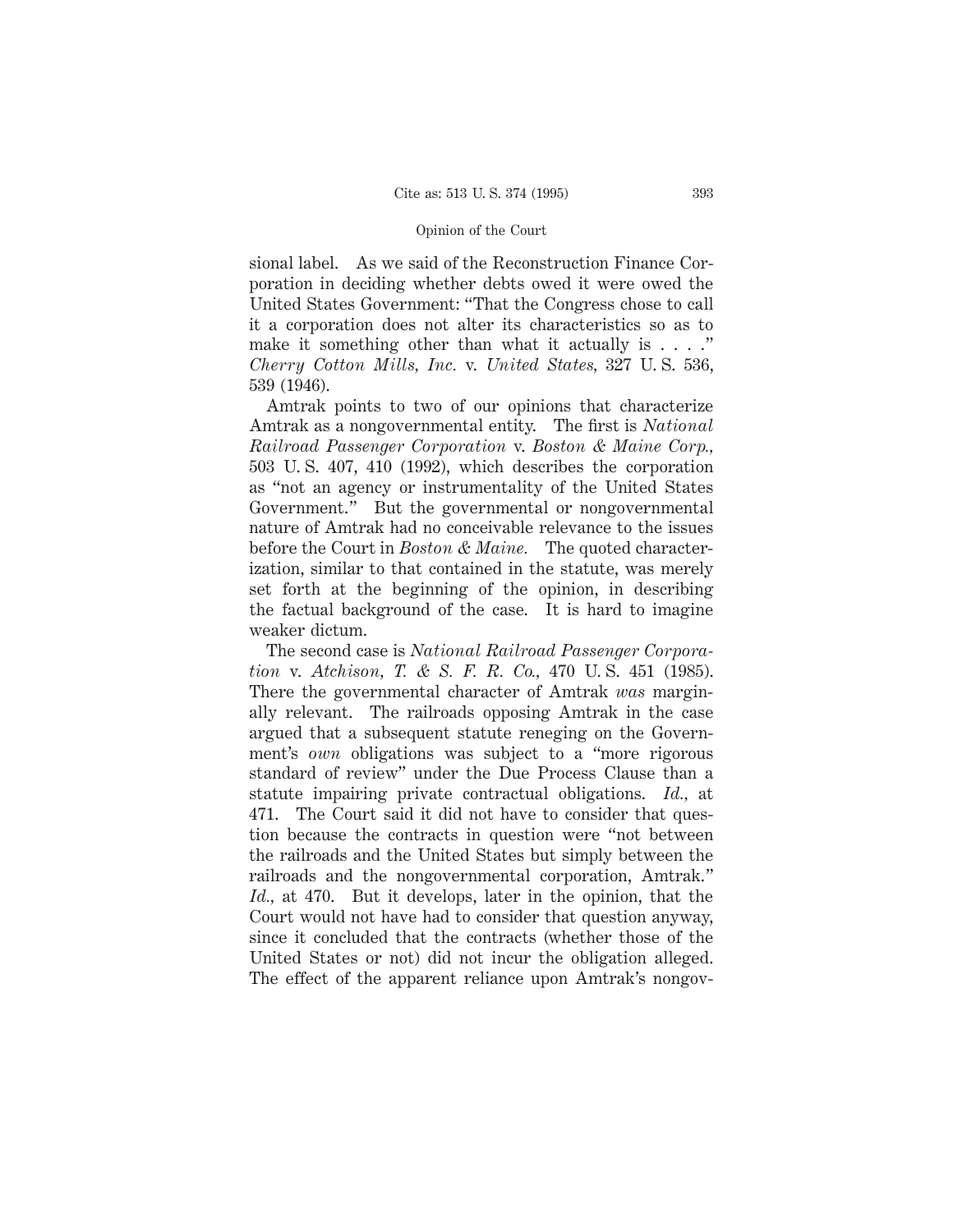sional label. As we said of the Reconstruction Finance Corporation in deciding whether debts owed it were owed the United States Government: "That the Congress chose to call it a corporation does not alter its characteristics so as to make it something other than what it actually is . . . ." *Cherry Cotton Mills, Inc.* v. *United States,* 327 U. S. 536, 539 (1946).

Amtrak points to two of our opinions that characterize Amtrak as a nongovernmental entity. The first is *National Railroad Passenger Corporation* v. *Boston & Maine Corp.,* 503 U. S. 407, 410 (1992), which describes the corporation as "not an agency or instrumentality of the United States Government." But the governmental or nongovernmental nature of Amtrak had no conceivable relevance to the issues before the Court in *Boston & Maine.* The quoted characterization, similar to that contained in the statute, was merely set forth at the beginning of the opinion, in describing the factual background of the case. It is hard to imagine weaker dictum.

The second case is *National Railroad Passenger Corporation* v. *Atchison, T. & S. F. R. Co.,* 470 U. S. 451 (1985). There the governmental character of Amtrak *was* marginally relevant. The railroads opposing Amtrak in the case argued that a subsequent statute reneging on the Government's *own* obligations was subject to a "more rigorous standard of review" under the Due Process Clause than a statute impairing private contractual obligations. *Id.,* at 471. The Court said it did not have to consider that question because the contracts in question were "not between the railroads and the United States but simply between the railroads and the nongovernmental corporation, Amtrak." *Id.,* at 470. But it develops, later in the opinion, that the Court would not have had to consider that question anyway, since it concluded that the contracts (whether those of the United States or not) did not incur the obligation alleged. The effect of the apparent reliance upon Amtrak's nongov-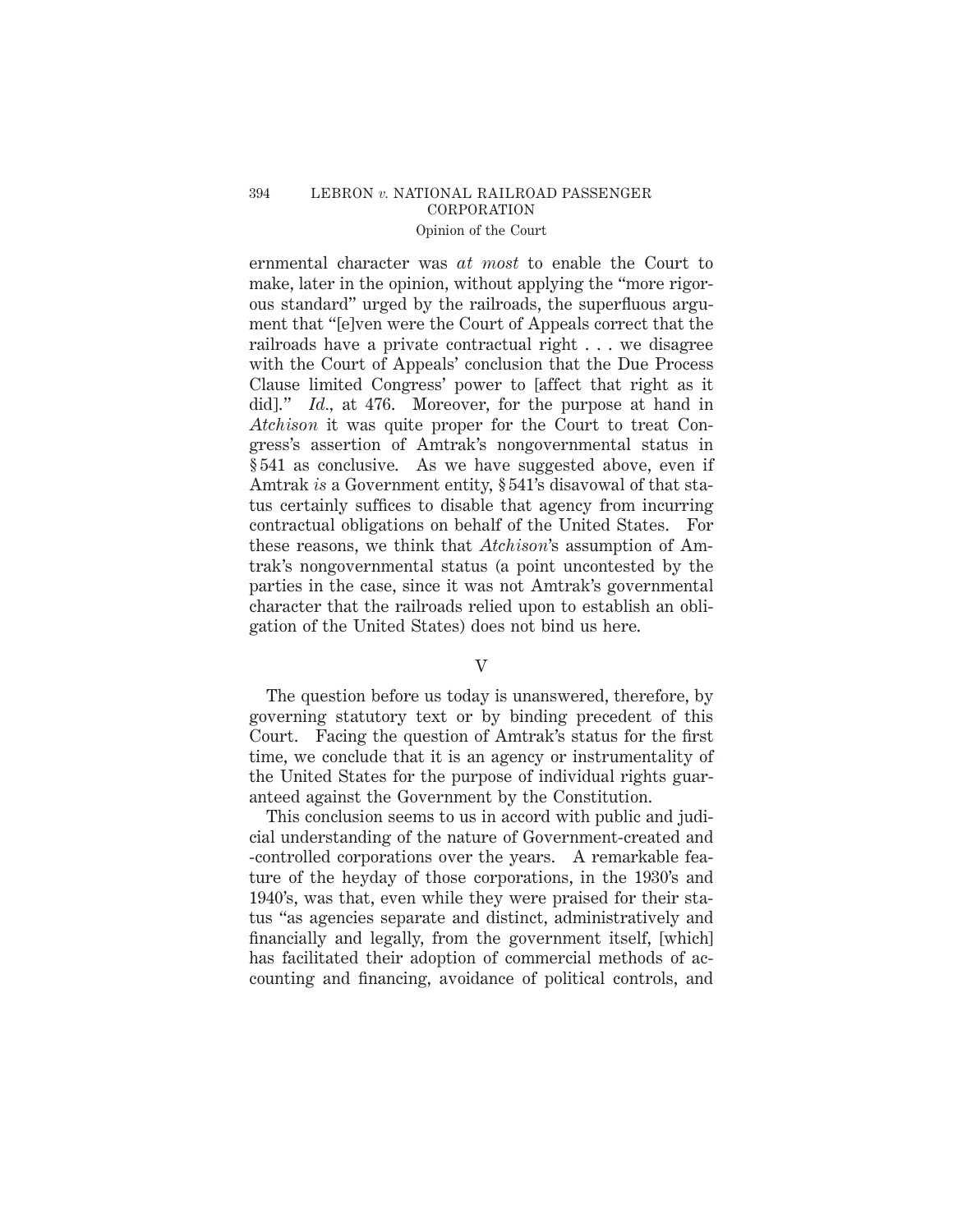ernmental character was *at most* to enable the Court to make, later in the opinion, without applying the "more rigorous standard" urged by the railroads, the superfluous argument that "[e]ven were the Court of Appeals correct that the railroads have a private contractual right . . . we disagree with the Court of Appeals' conclusion that the Due Process Clause limited Congress' power to [affect that right as it did]." *Id.*, at 476. Moreover, for the purpose at hand in *Atchison* it was quite proper for the Court to treat Congress's assertion of Amtrak's nongovernmental status in § 541 as conclusive. As we have suggested above, even if Amtrak *is* a Government entity, § 541's disavowal of that status certainly suffices to disable that agency from incurring contractual obligations on behalf of the United States. For these reasons, we think that *Atchison*'s assumption of Amtrak's nongovernmental status (a point uncontested by the parties in the case, since it was not Amtrak's governmental character that the railroads relied upon to establish an obligation of the United States) does not bind us here.

## V

The question before us today is unanswered, therefore, by governing statutory text or by binding precedent of this Court. Facing the question of Amtrak's status for the first time, we conclude that it is an agency or instrumentality of the United States for the purpose of individual rights guaranteed against the Government by the Constitution.

This conclusion seems to us in accord with public and judicial understanding of the nature of Government-created and -controlled corporations over the years. A remarkable feature of the heyday of those corporations, in the 1930's and 1940's, was that, even while they were praised for their status "as agencies separate and distinct, administratively and financially and legally, from the government itself, [which] has facilitated their adoption of commercial methods of accounting and financing, avoidance of political controls, and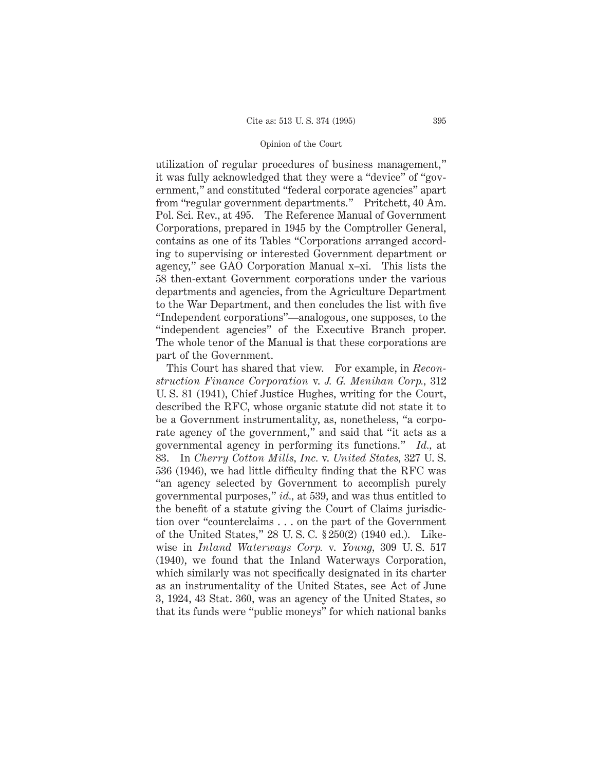utilization of regular procedures of business management," it was fully acknowledged that they were a "device" of "government," and constituted "federal corporate agencies" apart from "regular government departments." Pritchett, 40 Am. Pol. Sci. Rev., at 495. The Reference Manual of Government Corporations, prepared in 1945 by the Comptroller General, contains as one of its Tables "Corporations arranged according to supervising or interested Government department or agency," see GAO Corporation Manual x–xi. This lists the 58 then-extant Government corporations under the various departments and agencies, from the Agriculture Department to the War Department, and then concludes the list with five "Independent corporations"—analogous, one supposes, to the "independent agencies" of the Executive Branch proper. The whole tenor of the Manual is that these corporations are part of the Government.

This Court has shared that view. For example, in *Reconstruction Finance Corporation* v. *J. G. Menihan Corp.*, 312 U. S. 81 (1941), Chief Justice Hughes, writing for the Court, described the RFC, whose organic statute did not state it to be a Government instrumentality, as, nonetheless, "a corporate agency of the government," and said that "it acts as a governmental agency in performing its functions." *Id.*, at 83. In *Cherry Cotton Mills, Inc.* v. *United States*, 327 U. S. 536 (1946), we had little difficulty finding that the RFC was "an agency selected by Government to accomplish purely governmental purposes," *id.*, at 539, and was thus entitled to the benefit of a statute giving the Court of Claims jurisdiction over "counterclaims . . . on the part of the Government of the United States," 28 U. S. C. § 250(2) (1940 ed.). Likewise in *Inland Waterways Corp.* v. *Young*, 309 U. S. 517 (1940), we found that the Inland Waterways Corporation, which similarly was not specifically designated in its charter as an instrumentality of the United States, see Act of June 3, 1924, 43 Stat. 360, was an agency of the United States, so that its funds were "public moneys" for which national banks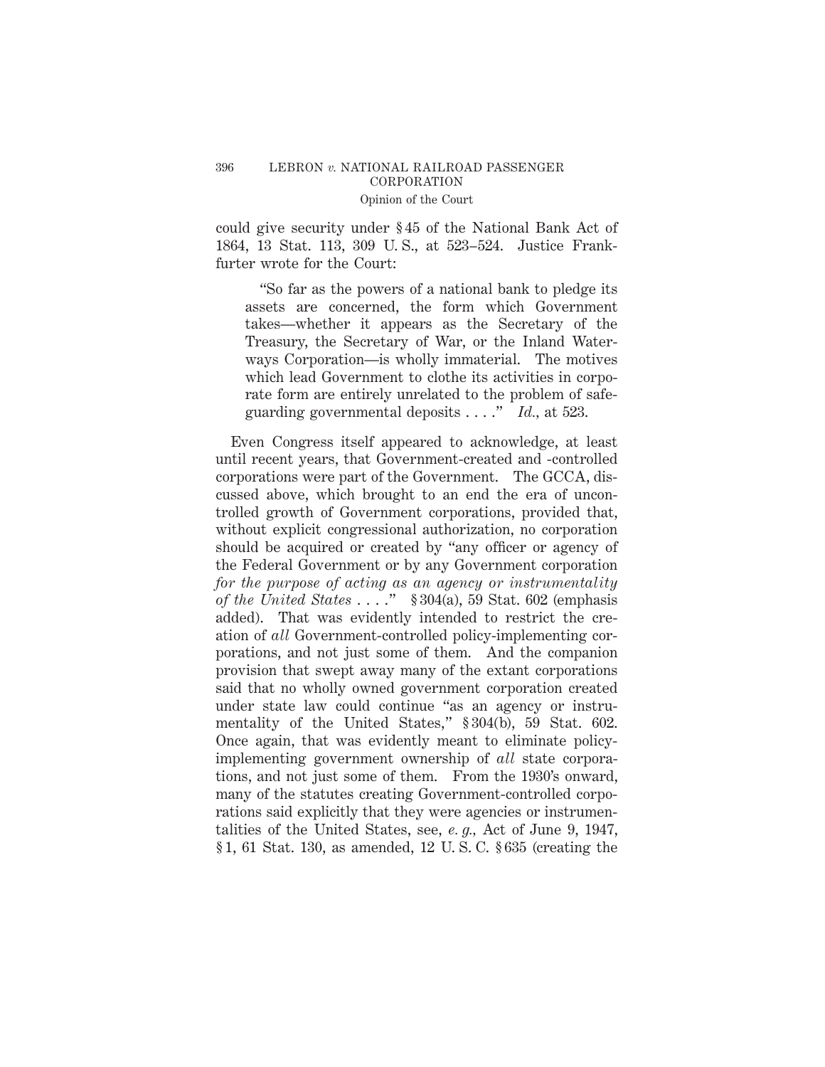could give security under § 45 of the National Bank Act of 1864, 13 Stat. 113, 309 U. S., at 523–524. Justice Frankfurter wrote for the Court:

> "So far as the powers of a national bank to pledge its assets are concerned, the form which Government takes—whether it appears as the Secretary of the Treasury, the Secretary of War, or the Inland Waterways Corporation—is wholly immaterial. The motives which lead Government to clothe its activities in corporate form are entirely unrelated to the problem of safeguarding governmental deposits . . . ." *Id.*, at 523.

Even Congress itself appeared to acknowledge, at least until recent years, that Government-created and -controlled corporations were part of the Government. The GCCA, discussed above, which brought to an end the era of uncontrolled growth of Government corporations, provided that, without explicit congressional authorization, no corporation should be acquired or created by "any officer or agency of the Federal Government or by any Government corporation *for the purpose of acting as an agency or instrumentality of the United States* . . . ." § 304(a), 59 Stat. 602 (emphasis added). That was evidently intended to restrict the creation of *all* Government-controlled policy-implementing corporations, and not just some of them. And the companion provision that swept away many of the extant corporations said that no wholly owned government corporation created under state law could continue "as an agency or instrumentality of the United States," § 304(b), 59 Stat. 602. Once again, that was evidently meant to eliminate policy-implementing government ownership of *all* state corporations, and not just some of them. From the 1930's onward, many of the statutes creating Government-controlled corporations said explicitly that they were agencies or instrumentalities of the United States, see, *e. g.*, Act of June 9, 1947, § 1, 61 Stat. 130, as amended, 12 U. S. C. § 635 (creating the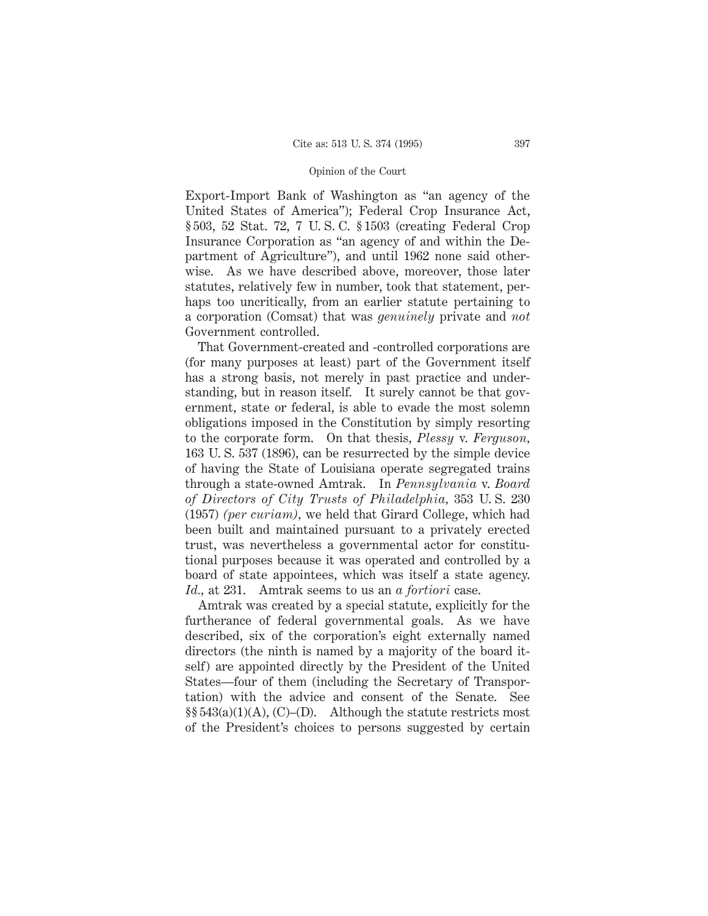Export-Import Bank of Washington as "an agency of the United States of America"); Federal Crop Insurance Act, § 503, 52 Stat. 72, 7 U. S. C. § 1503 (creating Federal Crop Insurance Corporation as "an agency of and within the Department of Agriculture"), and until 1962 none said otherwise. As we have described above, moreover, those later statutes, relatively few in number, took that statement, perhaps too uncritically, from an earlier statute pertaining to a corporation (Comsat) that was *genuinely* private and *not* Government controlled.

That Government-created and -controlled corporations are (for many purposes at least) part of the Government itself has a strong basis, not merely in past practice and understanding, but in reason itself. It surely cannot be that government, state or federal, is able to evade the most solemn obligations imposed in the Constitution by simply resorting to the corporate form. On that thesis, *Plessy* v. *Ferguson*, 163 U. S. 537 (1896), can be resurrected by the simple device of having the State of Louisiana operate segregated trains through a state-owned Amtrak. In *Pennsylvania* v. *Board of Directors of City Trusts of Philadelphia*, 353 U. S. 230 (1957) *(per curiam)*, we held that Girard College, which had been built and maintained pursuant to a privately erected trust, was nevertheless a governmental actor for constitutional purposes because it was operated and controlled by a board of state appointees, which was itself a state agency. *Id.*, at 231. Amtrak seems to us an *a fortiori* case.

Amtrak was created by a special statute, explicitly for the furtherance of federal governmental goals. As we have described, six of the corporation's eight externally named directors (the ninth is named by a majority of the board itself) are appointed directly by the President of the United States—four of them (including the Secretary of Transportation) with the advice and consent of the Senate. See §§ 543(a)(1)(A), (C)–(D). Although the statute restricts most of the President's choices to persons suggested by certain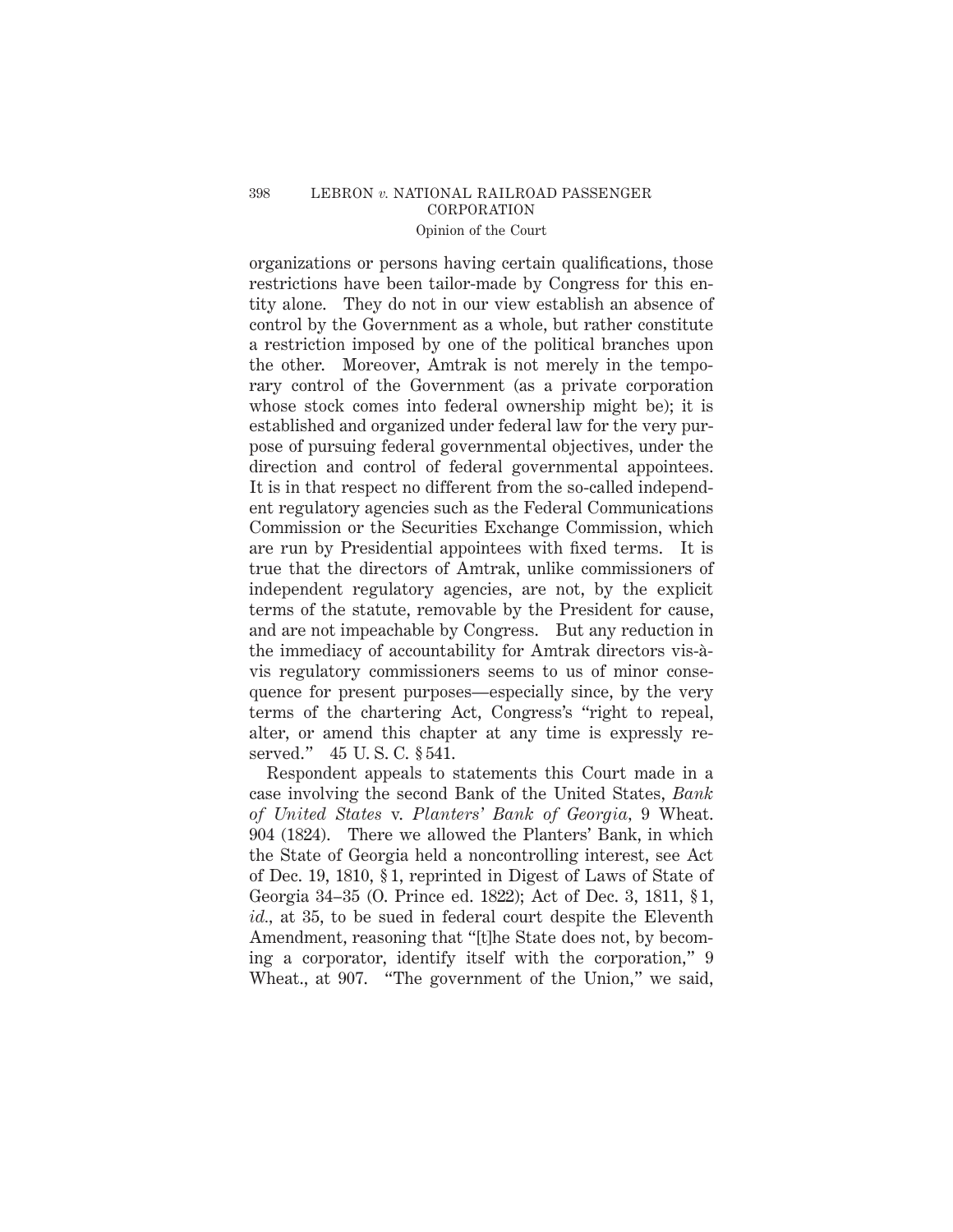organizations or persons having certain qualifications, those restrictions have been tailor-made by Congress for this entity alone. They do not in our view establish an absence of control by the Government as a whole, but rather constitute a restriction imposed by one of the political branches upon the other. Moreover, Amtrak is not merely in the temporary control of the Government (as a private corporation whose stock comes into federal ownership might be); it is established and organized under federal law for the very purpose of pursuing federal governmental objectives, under the direction and control of federal governmental appointees. It is in that respect no different from the so-called independent regulatory agencies such as the Federal Communications Commission or the Securities Exchange Commission, which are run by Presidential appointees with fixed terms. It is true that the directors of Amtrak, unlike commissioners of independent regulatory agencies, are not, by the explicit terms of the statute, removable by the President for cause, and are not impeachable by Congress. But any reduction in the immediacy of accountability for Amtrak directors vis-à-vis regulatory commissioners seems to us of minor consequence for present purposes—especially since, by the very terms of the chartering Act, Congress's "right to repeal, alter, or amend this chapter at any time is expressly reserved." 45 U. S. C. § 541.

Respondent appeals to statements this Court made in a case involving the second Bank of the United States, *Bank of United States* v. *Planters' Bank of Georgia*, 9 Wheat. 904 (1824). There we allowed the Planters' Bank, in which the State of Georgia held a noncontrolling interest, see Act of Dec. 19, 1810, § 1, reprinted in Digest of Laws of State of Georgia 34–35 (O. Prince ed. 1822); Act of Dec. 3, 1811, § 1, *id.*, at 35, to be sued in federal court despite the Eleventh Amendment, reasoning that "[t]he State does not, by becoming a corporator, identify itself with the corporation," 9 Wheat., at 907. "The government of the Union," we said,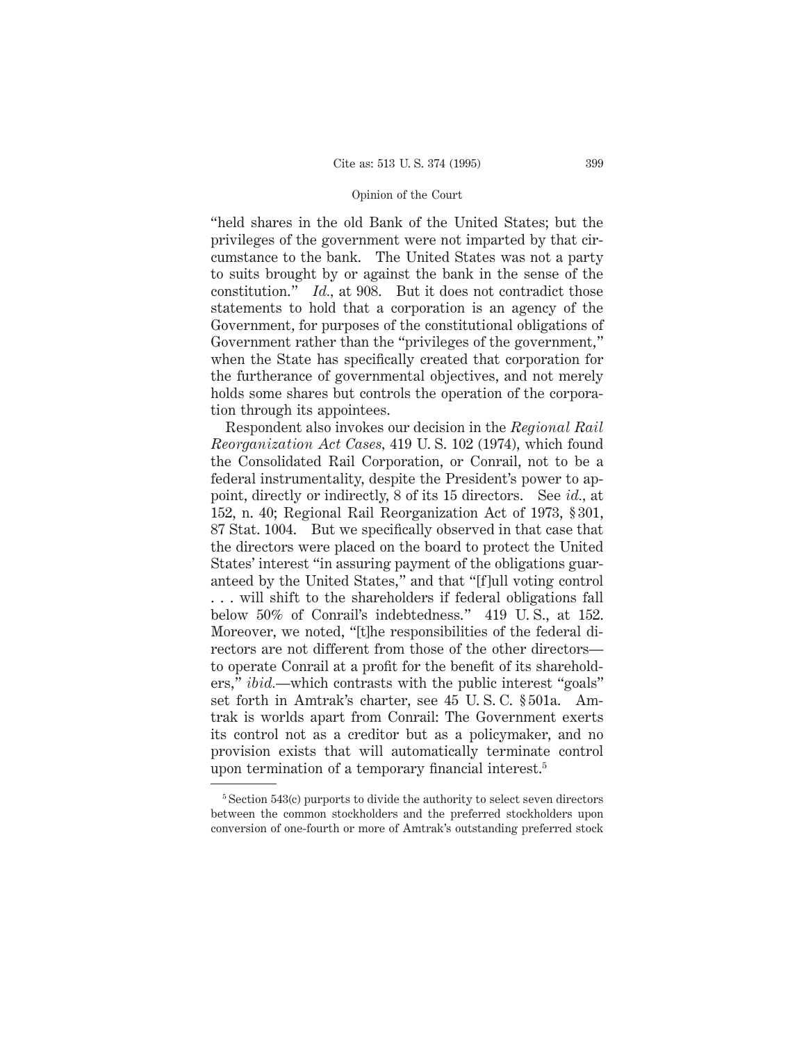"held shares in the old Bank of the United States; but the privileges of the government were not imparted by that circumstance to the bank. The United States was not a party to suits brought by or against the bank in the sense of the constitution." *Id.*, at 908. But it does not contradict those statements to hold that a corporation is an agency of the Government, for purposes of the constitutional obligations of Government rather than the "privileges of the government," when the State has specifically created that corporation for the furtherance of governmental objectives, and not merely holds some shares but controls the operation of the corporation through its appointees.

Respondent also invokes our decision in the *Regional Rail Reorganization Act Cases*, 419 U. S. 102 (1974), which found the Consolidated Rail Corporation, or Conrail, not to be a federal instrumentality, despite the President's power to appoint, directly or indirectly, 8 of its 15 directors. See *id.*, at 152, n. 40; Regional Rail Reorganization Act of 1973, § 301, 87 Stat. 1004. But we specifically observed in that case that the directors were placed on the board to protect the United States' interest "in assuring payment of the obligations guaranteed by the United States," and that "[f]ull voting control . . . will shift to the shareholders if federal obligations fall below 50% of Conrail's indebtedness." 419 U. S., at 152. Moreover, we noted, "[t]he responsibilities of the federal directors are not different from those of the other directors—to operate Conrail at a profit for the benefit of its shareholders," *ibid.*—which contrasts with the public interest "goals" set forth in Amtrak's charter, see 45 U. S. C. § 501a. Amtrak is worlds apart from Conrail: The Government exerts its control not as a creditor but as a policymaker, and no provision exists that will automatically terminate control upon termination of a temporary financial interest.[5]

[5] Section 543(c) purports to divide the authority to select seven directors between the common stockholders and the preferred stockholders upon conversion of one-fourth or more of Amtrak's outstanding preferred stock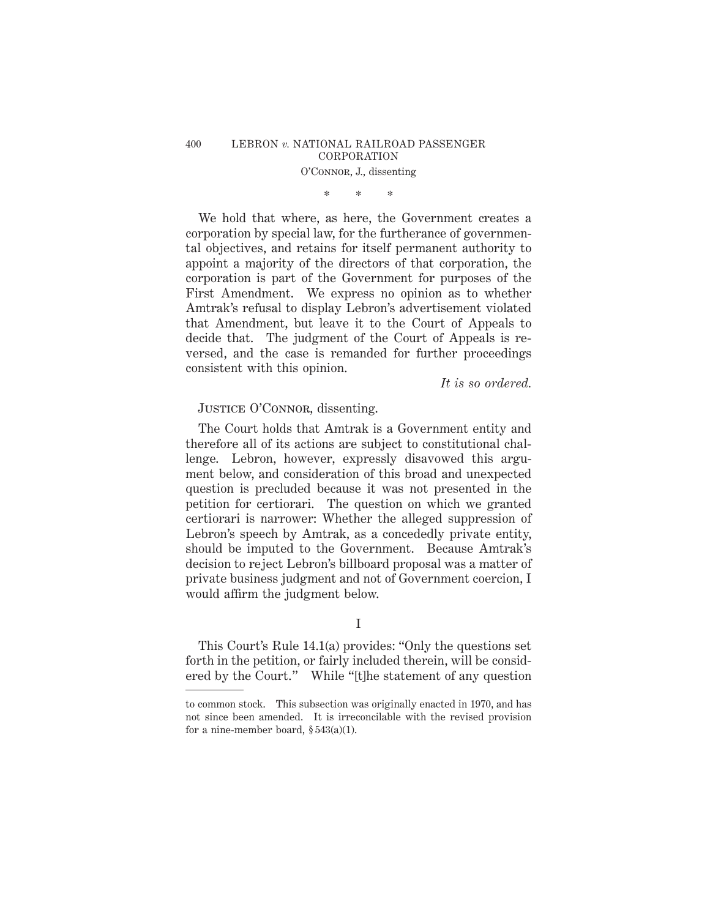\* \* \*

We hold that where, as here, the Government creates a corporation by special law, for the furtherance of governmental objectives, and retains for itself permanent authority to appoint a majority of the directors of that corporation, the corporation is part of the Government for purposes of the First Amendment. We express no opinion as to whether Amtrak's refusal to display Lebron's advertisement violated that Amendment, but leave it to the Court of Appeals to decide that. The judgment of the Court of Appeals is reversed, and the case is remanded for further proceedings consistent with this opinion.

*It is so ordered.*

JUSTICE O'CONNOR, dissenting.

The Court holds that Amtrak is a Government entity and therefore all of its actions are subject to constitutional challenge. Lebron, however, expressly disavowed this argument below, and consideration of this broad and unexpected question is precluded because it was not presented in the petition for certiorari. The question on which we granted certiorari is narrower: Whether the alleged suppression of Lebron's speech by Amtrak, as a concededly private entity, should be imputed to the Government. Because Amtrak's decision to reject Lebron's billboard proposal was a matter of private business judgment and not of Government coercion, I would affirm the judgment below.

## I

This Court's Rule 14.1(a) provides: "Only the questions set forth in the petition, or fairly included therein, will be considered by the Court." While "[t]he statement of any question

---

to common stock. This subsection was originally enacted in 1970, and has not since been amended. It is irreconcilable with the revised provision for a nine-member board, § 543(a)(1).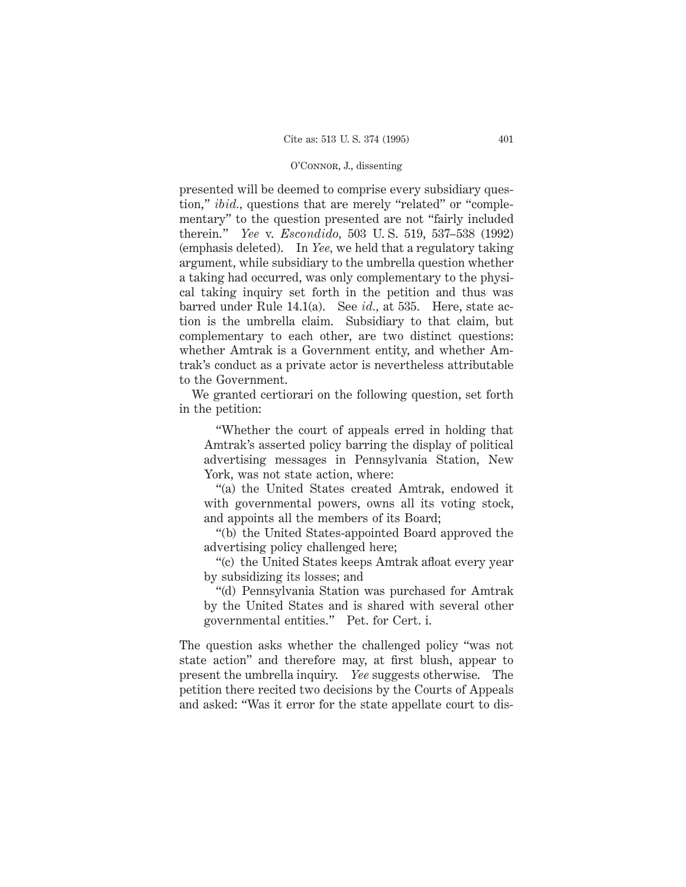presented will be deemed to comprise every subsidiary question," *ibid.*, questions that are merely "related" or "complementary" to the question presented are not "fairly included therein." *Yee* v. *Escondido*, 503 U. S. 519, 537–538 (1992) (emphasis deleted). In *Yee*, we held that a regulatory taking argument, while subsidiary to the umbrella question whether a taking had occurred, was only complementary to the physical taking inquiry set forth in the petition and thus was barred under Rule 14.1(a). See *id.*, at 535. Here, state action is the umbrella claim. Subsidiary to that claim, but complementary to each other, are two distinct questions: whether Amtrak is a Government entity, and whether Amtrak's conduct as a private actor is nevertheless attributable to the Government.

We granted certiorari on the following question, set forth in the petition:

> "Whether the court of appeals erred in holding that Amtrak's asserted policy barring the display of political advertising messages in Pennsylvania Station, New York, was not state action, where:
>
> "(a) the United States created Amtrak, endowed it with governmental powers, owns all its voting stock, and appoints all the members of its Board;
>
> "(b) the United States-appointed Board approved the advertising policy challenged here;
>
> "(c) the United States keeps Amtrak afloat every year by subsidizing its losses; and
>
> "(d) Pennsylvania Station was purchased for Amtrak by the United States and is shared with several other governmental entities." Pet. for Cert. i.

The question asks whether the challenged policy "was not state action" and therefore may, at first blush, appear to present the umbrella inquiry. *Yee* suggests otherwise. The petition there recited two decisions by the Courts of Appeals and asked: "Was it error for the state appellate court to dis-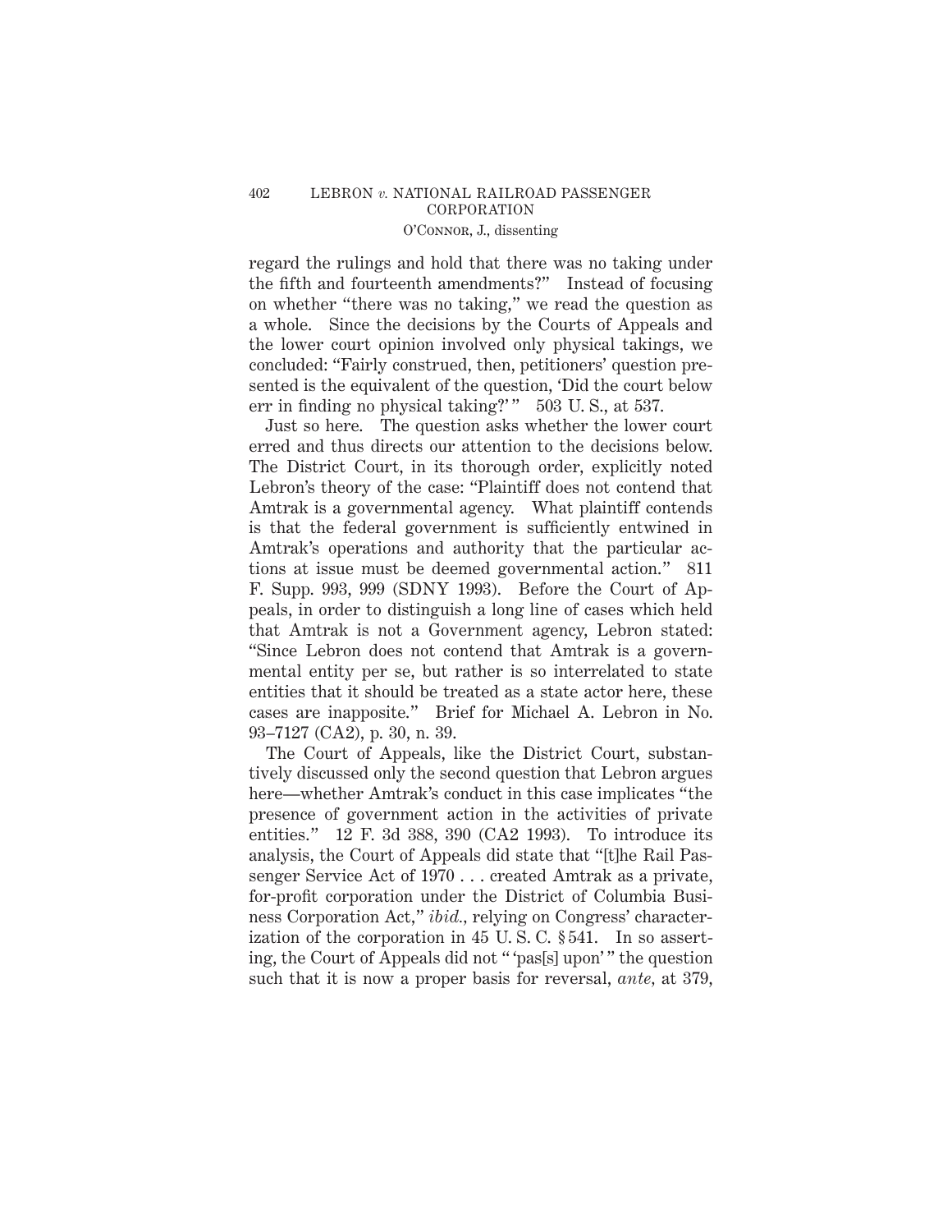regard the rulings and hold that there was no taking under the fifth and fourteenth amendments?" Instead of focusing on whether "there was no taking," we read the question as a whole. Since the decisions by the Courts of Appeals and the lower court opinion involved only physical takings, we concluded: "Fairly construed, then, petitioners' question presented is the equivalent of the question, 'Did the court below err in finding no physical taking?'" 503 U. S., at 537.

Just so here. The question asks whether the lower court erred and thus directs our attention to the decisions below. The District Court, in its thorough order, explicitly noted Lebron's theory of the case: "Plaintiff does not contend that Amtrak is a governmental agency. What plaintiff contends is that the federal government is sufficiently entwined in Amtrak's operations and authority that the particular actions at issue must be deemed governmental action." 811 F. Supp. 993, 999 (SDNY 1993). Before the Court of Appeals, in order to distinguish a long line of cases which held that Amtrak is not a Government agency, Lebron stated: "Since Lebron does not contend that Amtrak is a governmental entity per se, but rather is so interrelated to state entities that it should be treated as a state actor here, these cases are inapposite." Brief for Michael A. Lebron in No. 93–7127 (CA2), p. 30, n. 39.

The Court of Appeals, like the District Court, substantively discussed only the second question that Lebron argues here—whether Amtrak's conduct in this case implicates "the presence of government action in the activities of private entities." 12 F. 3d 388, 390 (CA2 1993). To introduce its analysis, the Court of Appeals did state that "[t]he Rail Passenger Service Act of 1970 . . . created Amtrak as a private, for-profit corporation under the District of Columbia Business Corporation Act," *ibid.*, relying on Congress' characterization of the corporation in 45 U. S. C. § 541. In so asserting, the Court of Appeals did not "'pas[s] upon'" the question such that it is now a proper basis for reversal, *ante*, at 379,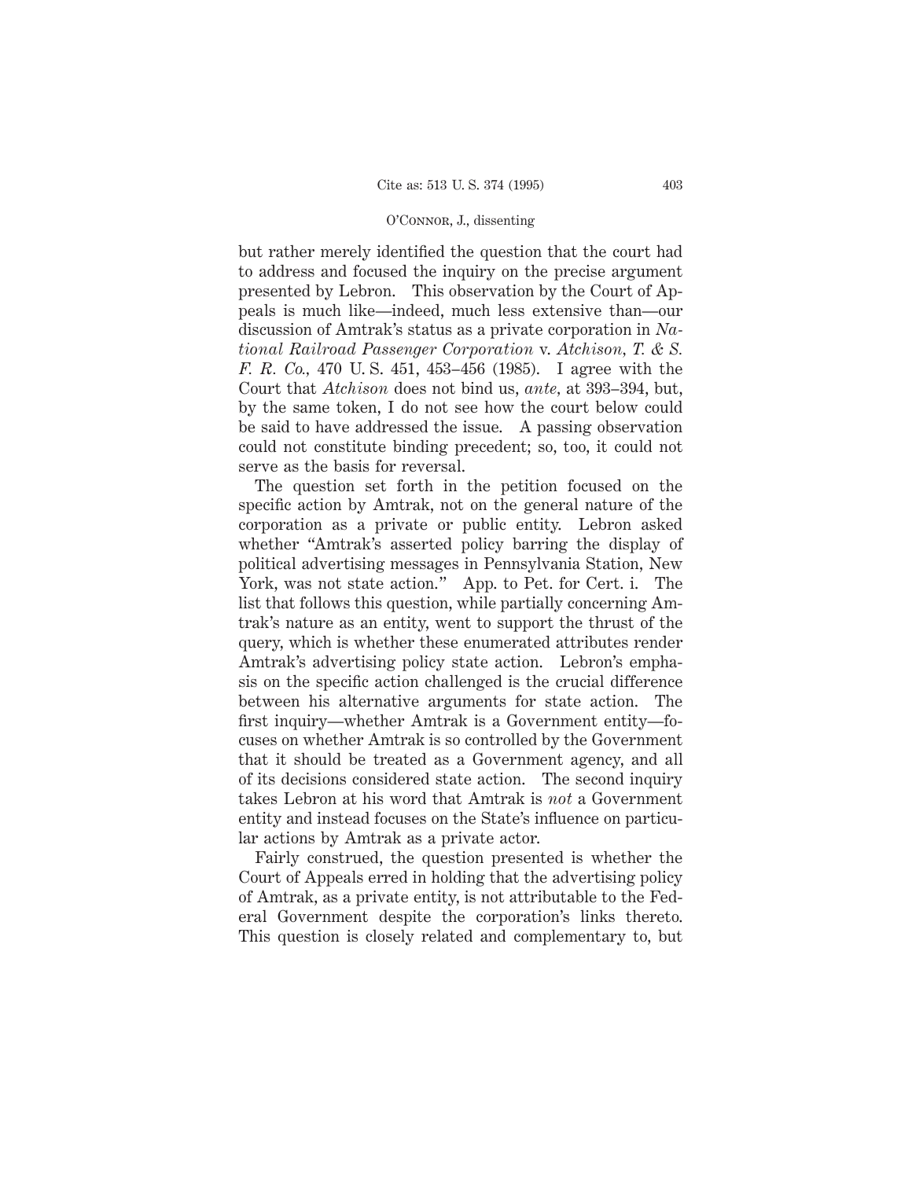but rather merely identified the question that the court had to address and focused the inquiry on the precise argument presented by Lebron. This observation by the Court of Appeals is much like—indeed, much less extensive than—our discussion of Amtrak's status as a private corporation in *National Railroad Passenger Corporation* v. *Atchison, T. & S. F. R. Co.*, 470 U. S. 451, 453–456 (1985). I agree with the Court that *Atchison* does not bind us, *ante*, at 393–394, but, by the same token, I do not see how the court below could be said to have addressed the issue. A passing observation could not constitute binding precedent; so, too, it could not serve as the basis for reversal.

The question set forth in the petition focused on the specific action by Amtrak, not on the general nature of the corporation as a private or public entity. Lebron asked whether "Amtrak's asserted policy barring the display of political advertising messages in Pennsylvania Station, New York, was not state action." App. to Pet. for Cert. i. The list that follows this question, while partially concerning Amtrak's nature as an entity, went to support the thrust of the query, which is whether these enumerated attributes render Amtrak's advertising policy state action. Lebron's emphasis on the specific action challenged is the crucial difference between his alternative arguments for state action. The first inquiry—whether Amtrak is a Government entity—focuses on whether Amtrak is so controlled by the Government that it should be treated as a Government agency, and all of its decisions considered state action. The second inquiry takes Lebron at his word that Amtrak is *not* a Government entity and instead focuses on the State's influence on particular actions by Amtrak as a private actor.

Fairly construed, the question presented is whether the Court of Appeals erred in holding that the advertising policy of Amtrak, as a private entity, is not attributable to the Federal Government despite the corporation's links thereto. This question is closely related and complementary to, but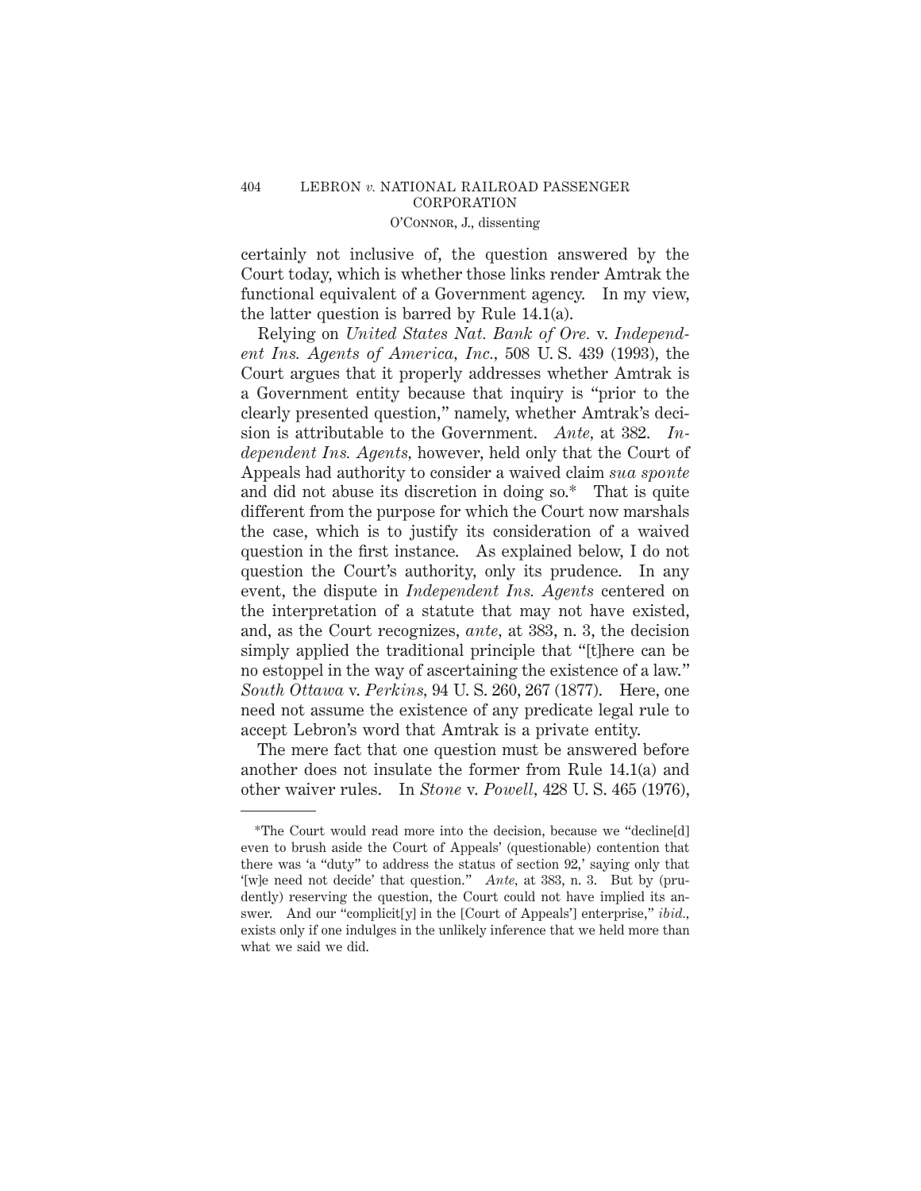certainly not inclusive of, the question answered by the Court today, which is whether those links render Amtrak the functional equivalent of a Government agency. In my view, the latter question is barred by Rule 14.1(a).

Relying on *United States Nat. Bank of Ore.* v. *Independent Ins. Agents of America, Inc.*, 508 U. S. 439 (1993), the Court argues that it properly addresses whether Amtrak is a Government entity because that inquiry is "prior to the clearly presented question," namely, whether Amtrak's decision is attributable to the Government. *Ante*, at 382. *Independent Ins. Agents*, however, held only that the Court of Appeals had authority to consider a waived claim *sua sponte* and did not abuse its discretion in doing so.* That is quite different from the purpose for which the Court now marshals the case, which is to justify its consideration of a waived question in the first instance. As explained below, I do not question the Court's authority, only its prudence. In any event, the dispute in *Independent Ins. Agents* centered on the interpretation of a statute that may not have existed, and, as the Court recognizes, *ante*, at 383, n. 3, the decision simply applied the traditional principle that "[t]here can be no estoppel in the way of ascertaining the existence of a law." *South Ottawa* v. *Perkins*, 94 U. S. 260, 267 (1877). Here, one need not assume the existence of any predicate legal rule to accept Lebron's word that Amtrak is a private entity.

The mere fact that one question must be answered before another does not insulate the former from Rule 14.1(a) and other waiver rules. In *Stone* v. *Powell*, 428 U. S. 465 (1976),

---

*The Court would read more into the decision, because we "decline[d] even to brush aside the Court of Appeals' (questionable) contention that there was 'a "duty" to address the status of section 92,' saying only that '[w]e need not decide' that question." *Ante*, at 383, n. 3. But by (prudently) reserving the question, the Court could not have implied its answer. And our "complicit[y] in the [Court of Appeals'] enterprise," *ibid.*, exists only if one indulges in the unlikely inference that we held more than what we said we did.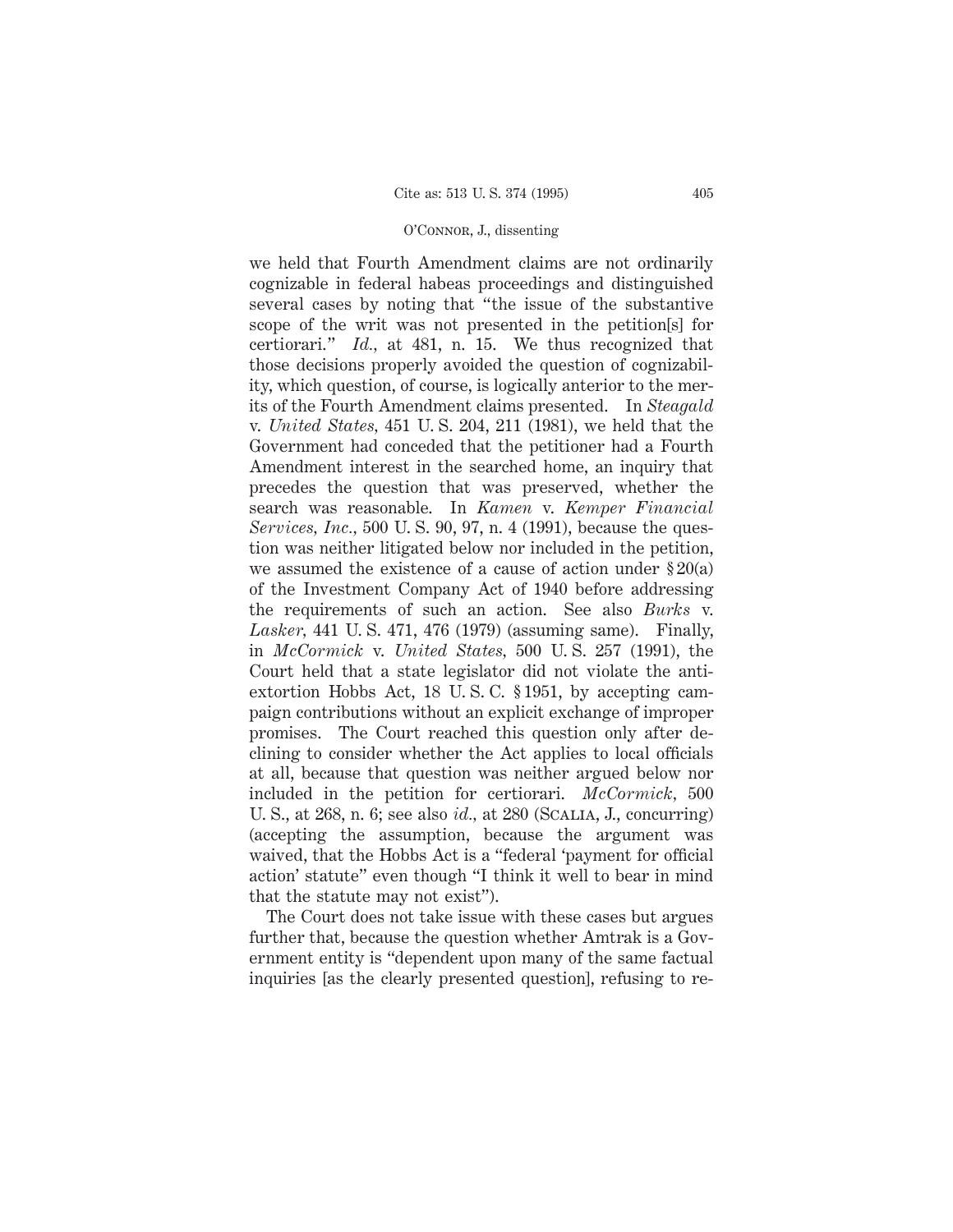we held that Fourth Amendment claims are not ordinarily cognizable in federal habeas proceedings and distinguished several cases by noting that "the issue of the substantive scope of the writ was not presented in the petition[s] for certiorari." *Id.*, at 481, n. 15. We thus recognized that those decisions properly avoided the question of cognizability, which question, of course, is logically anterior to the merits of the Fourth Amendment claims presented. In *Steagald* v. *United States*, 451 U. S. 204, 211 (1981), we held that the Government had conceded that the petitioner had a Fourth Amendment interest in the searched home, an inquiry that precedes the question that was preserved, whether the search was reasonable. In *Kamen* v. *Kemper Financial Services, Inc.*, 500 U. S. 90, 97, n. 4 (1991), because the question was neither litigated below nor included in the petition, we assumed the existence of a cause of action under § 20(a) of the Investment Company Act of 1940 before addressing the requirements of such an action. See also *Burks* v. *Lasker*, 441 U. S. 471, 476 (1979) (assuming same). Finally, in *McCormick* v. *United States*, 500 U. S. 257 (1991), the Court held that a state legislator did not violate the anti-extortion Hobbs Act, 18 U. S. C. § 1951, by accepting campaign contributions without an explicit exchange of improper promises. The Court reached this question only after declining to consider whether the Act applies to local officials at all, because that question was neither argued below nor included in the petition for certiorari. *McCormick*, 500 U. S., at 268, n. 6; see also *id.*, at 280 (Scalia, J., concurring) (accepting the assumption, because the argument was waived, that the Hobbs Act is a "federal 'payment for official action' statute" even though "I think it well to bear in mind that the statute may not exist").

The Court does not take issue with these cases but argues further that, because the question whether Amtrak is a Government entity is "dependent upon many of the same factual inquiries [as the clearly presented question], refusing to re-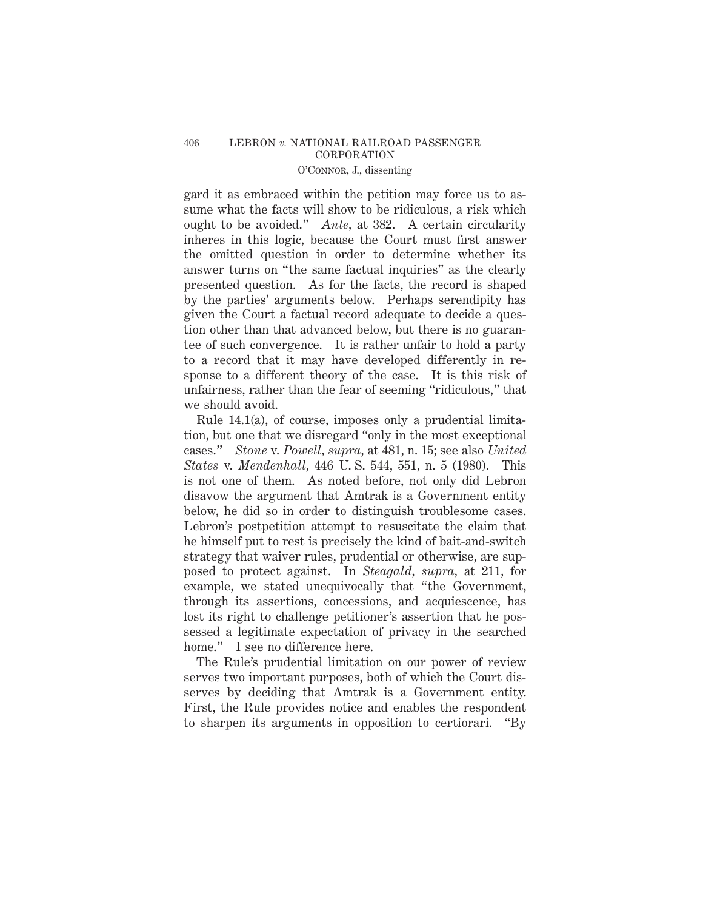gard it as embraced within the petition may force us to assume what the facts will show to be ridiculous, a risk which ought to be avoided." *Ante*, at 382. A certain circularity inheres in this logic, because the Court must first answer the omitted question in order to determine whether its answer turns on "the same factual inquiries" as the clearly presented question. As for the facts, the record is shaped by the parties' arguments below. Perhaps serendipity has given the Court a factual record adequate to decide a question other than that advanced below, but there is no guarantee of such convergence. It is rather unfair to hold a party to a record that it may have developed differently in response to a different theory of the case. It is this risk of unfairness, rather than the fear of seeming "ridiculous," that we should avoid.

Rule 14.1(a), of course, imposes only a prudential limitation, but one that we disregard "only in the most exceptional cases." *Stone* v. *Powell*, *supra*, at 481, n. 15; see also *United States* v. *Mendenhall*, 446 U. S. 544, 551, n. 5 (1980). This is not one of them. As noted before, not only did Lebron disavow the argument that Amtrak is a Government entity below, he did so in order to distinguish troublesome cases. Lebron's postpetition attempt to resuscitate the claim that he himself put to rest is precisely the kind of bait-and-switch strategy that waiver rules, prudential or otherwise, are supposed to protect against. In *Steagald*, *supra*, at 211, for example, we stated unequivocally that "the Government, through its assertions, concessions, and acquiescence, has lost its right to challenge petitioner's assertion that he possessed a legitimate expectation of privacy in the searched home." I see no difference here.

The Rule's prudential limitation on our power of review serves two important purposes, both of which the Court disserves by deciding that Amtrak is a Government entity. First, the Rule provides notice and enables the respondent to sharpen its arguments in opposition to certiorari. "By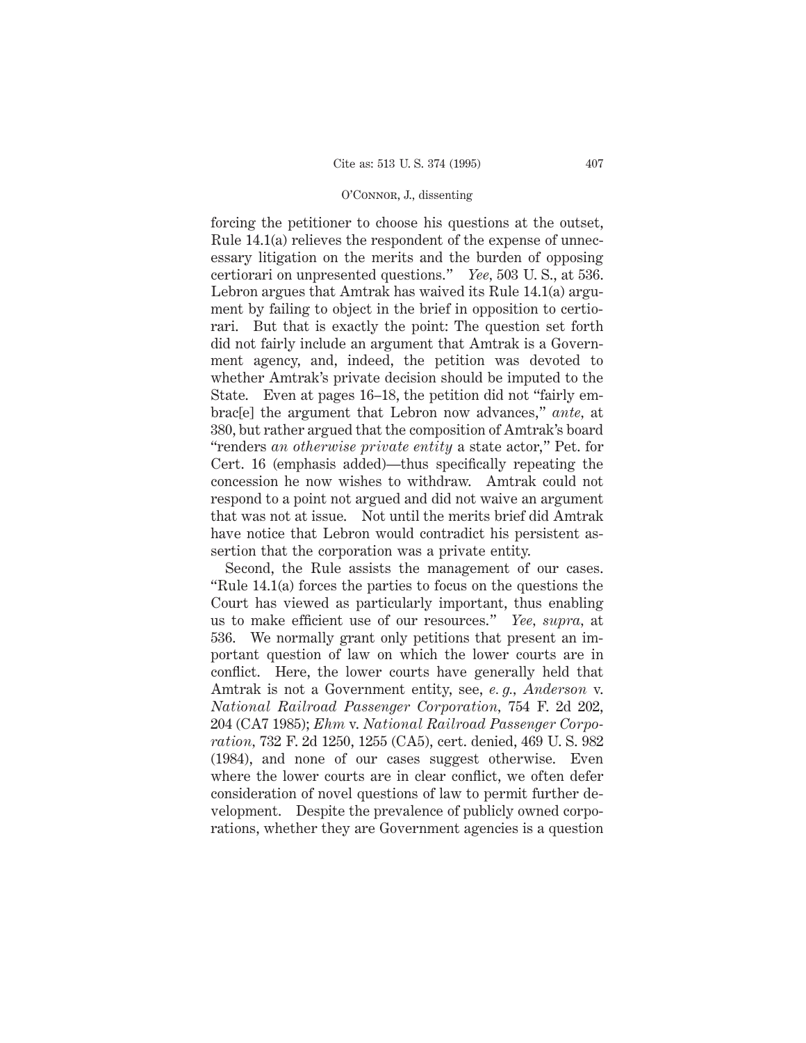forcing the petitioner to choose his questions at the outset, Rule 14.1(a) relieves the respondent of the expense of unnecessary litigation on the merits and the burden of opposing certiorari on unpresented questions." *Yee*, 503 U. S., at 536. Lebron argues that Amtrak has waived its Rule 14.1(a) argument by failing to object in the brief in opposition to certiorari. But that is exactly the point: The question set forth did not fairly include an argument that Amtrak is a Government agency, and, indeed, the petition was devoted to whether Amtrak's private decision should be imputed to the State. Even at pages 16–18, the petition did not "fairly embrac[e] the argument that Lebron now advances," *ante*, at 380, but rather argued that the composition of Amtrak's board "renders *an otherwise private entity* a state actor," Pet. for Cert. 16 (emphasis added)—thus specifically repeating the concession he now wishes to withdraw. Amtrak could not respond to a point not argued and did not waive an argument that was not at issue. Not until the merits brief did Amtrak have notice that Lebron would contradict his persistent assertion that the corporation was a private entity.

Second, the Rule assists the management of our cases. "Rule 14.1(a) forces the parties to focus on the questions the Court has viewed as particularly important, thus enabling us to make efficient use of our resources." *Yee*, *supra*, at 536. We normally grant only petitions that present an important question of law on which the lower courts are in conflict. Here, the lower courts have generally held that Amtrak is not a Government entity, see, *e. g.*, *Anderson* v. *National Railroad Passenger Corporation*, 754 F. 2d 202, 204 (CA7 1985); *Ehm* v. *National Railroad Passenger Corporation*, 732 F. 2d 1250, 1255 (CA5), cert. denied, 469 U. S. 982 (1984), and none of our cases suggest otherwise. Even where the lower courts are in clear conflict, we often defer consideration of novel questions of law to permit further development. Despite the prevalence of publicly owned corporations, whether they are Government agencies is a question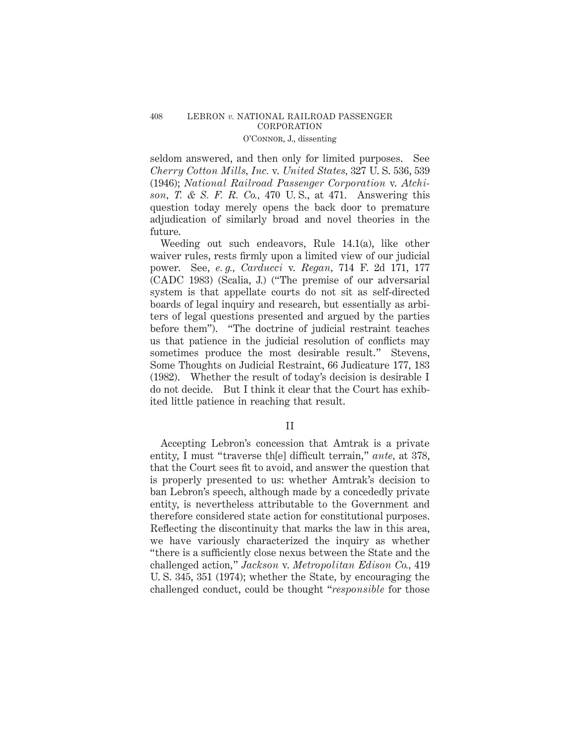seldom answered, and then only for limited purposes. See *Cherry Cotton Mills, Inc.* v. *United States,* 327 U. S. 536, 539 (1946); *National Railroad Passenger Corporation* v. *Atchison, T. & S. F. R. Co.*, 470 U. S., at 471. Answering this question today merely opens the back door to premature adjudication of similarly broad and novel theories in the future.

Weeding out such endeavors, Rule 14.1(a), like other waiver rules, rests firmly upon a limited view of our judicial power. See, *e. g.*, *Carducci* v. *Regan,* 714 F. 2d 171, 177 (CADC 1983) (Scalia, J.) ("The premise of our adversarial system is that appellate courts do not sit as self-directed boards of legal inquiry and research, but essentially as arbiters of legal questions presented and argued by the parties before them"). "The doctrine of judicial restraint teaches us that patience in the judicial resolution of conflicts may sometimes produce the most desirable result." Stevens, Some Thoughts on Judicial Restraint, 66 Judicature 177, 183 (1982). Whether the result of today's decision is desirable I do not decide. But I think it clear that the Court has exhibited little patience in reaching that result.

## II

Accepting Lebron's concession that Amtrak is a private entity, I must "traverse th[e] difficult terrain," *ante,* at 378, that the Court sees fit to avoid, and answer the question that is properly presented to us: whether Amtrak's decision to ban Lebron's speech, although made by a concededly private entity, is nevertheless attributable to the Government and therefore considered state action for constitutional purposes. Reflecting the discontinuity that marks the law in this area, we have variously characterized the inquiry as whether "there is a sufficiently close nexus between the State and the challenged action," *Jackson* v. *Metropolitan Edison Co.*, 419 U. S. 345, 351 (1974); whether the State, by encouraging the challenged conduct, could be thought "*responsible* for those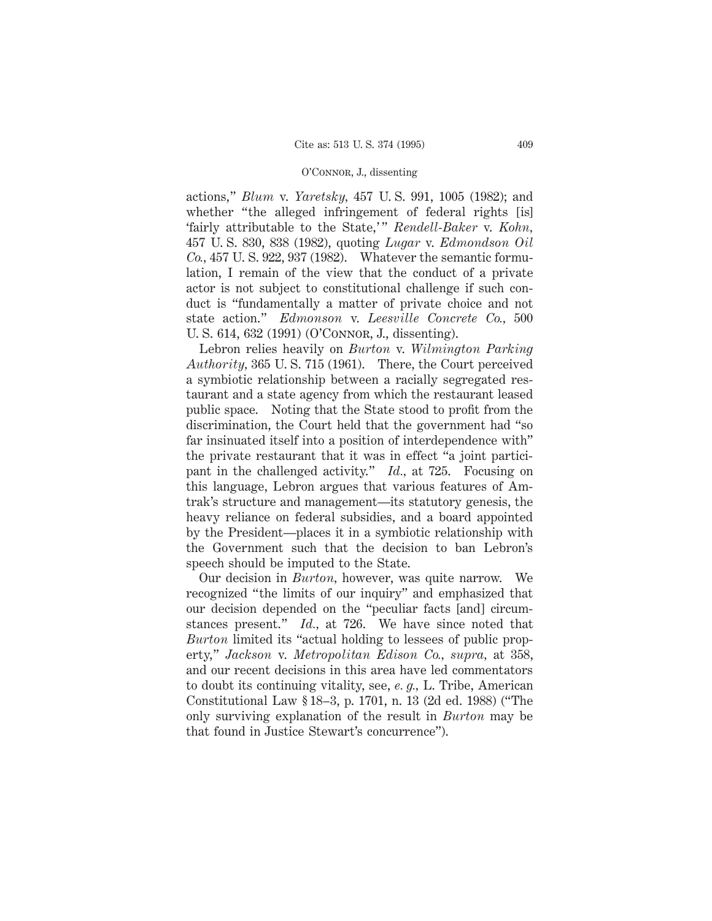actions," *Blum* v. *Yaretsky*, 457 U. S. 991, 1005 (1982); and whether "the alleged infringement of federal rights [is] 'fairly attributable to the State,'" *Rendell-Baker* v. *Kohn*, 457 U. S. 830, 838 (1982), quoting *Lugar* v. *Edmondson Oil Co.*, 457 U. S. 922, 937 (1982). Whatever the semantic formulation, I remain of the view that the conduct of a private actor is not subject to constitutional challenge if such conduct is "fundamentally a matter of private choice and not state action." *Edmonson* v. *Leesville Concrete Co.*, 500 U. S. 614, 632 (1991) (O'Connor, J., dissenting).

Lebron relies heavily on *Burton* v. *Wilmington Parking Authority*, 365 U. S. 715 (1961). There, the Court perceived a symbiotic relationship between a racially segregated restaurant and a state agency from which the restaurant leased public space. Noting that the State stood to profit from the discrimination, the Court held that the government had "so far insinuated itself into a position of interdependence with" the private restaurant that it was in effect "a joint participant in the challenged activity." *Id.*, at 725. Focusing on this language, Lebron argues that various features of Amtrak's structure and management—its statutory genesis, the heavy reliance on federal subsidies, and a board appointed by the President—places it in a symbiotic relationship with the Government such that the decision to ban Lebron's speech should be imputed to the State.

Our decision in *Burton*, however, was quite narrow. We recognized "the limits of our inquiry" and emphasized that our decision depended on the "peculiar facts [and] circumstances present." *Id.*, at 726. We have since noted that *Burton* limited its "actual holding to lessees of public property," *Jackson* v. *Metropolitan Edison Co.*, *supra*, at 358, and our recent decisions in this area have led commentators to doubt its continuing vitality, see, *e. g.*, L. Tribe, American Constitutional Law § 18–3, p. 1701, n. 13 (2d ed. 1988) ("The only surviving explanation of the result in *Burton* may be that found in Justice Stewart's concurrence").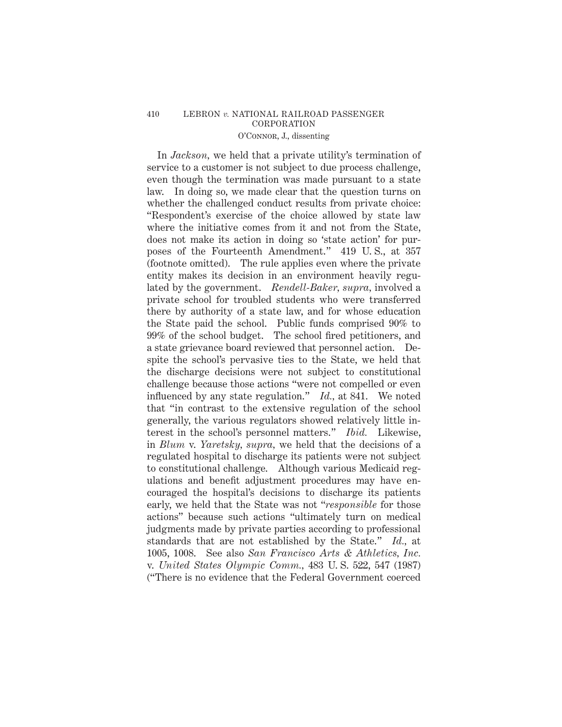In *Jackson*, we held that a private utility's termination of service to a customer is not subject to due process challenge, even though the termination was made pursuant to a state law. In doing so, we made clear that the question turns on whether the challenged conduct results from private choice: "Respondent's exercise of the choice allowed by state law where the initiative comes from it and not from the State, does not make its action in doing so 'state action' for purposes of the Fourteenth Amendment." 419 U. S., at 357 (footnote omitted). The rule applies even where the private entity makes its decision in an environment heavily regulated by the government. *Rendell-Baker, supra,* involved a private school for troubled students who were transferred there by authority of a state law, and for whose education the State paid the school. Public funds comprised 90% to 99% of the school budget. The school fired petitioners, and a state grievance board reviewed that personnel action. Despite the school's pervasive ties to the State, we held that the discharge decisions were not subject to constitutional challenge because those actions "were not compelled or even influenced by any state regulation." *Id.,* at 841. We noted that "in contrast to the extensive regulation of the school generally, the various regulators showed relatively little interest in the school's personnel matters." *Ibid.* Likewise, in *Blum* v. *Yaretsky, supra,* we held that the decisions of a regulated hospital to discharge its patients were not subject to constitutional challenge. Although various Medicaid regulations and benefit adjustment procedures may have encouraged the hospital's decisions to discharge its patients early, we held that the State was not "*responsible* for those actions" because such actions "ultimately turn on medical judgments made by private parties according to professional standards that are not established by the State." *Id.,* at 1005, 1008. See also *San Francisco Arts & Athletics, Inc.* v. *United States Olympic Comm.,* 483 U. S. 522, 547 (1987) ("There is no evidence that the Federal Government coerced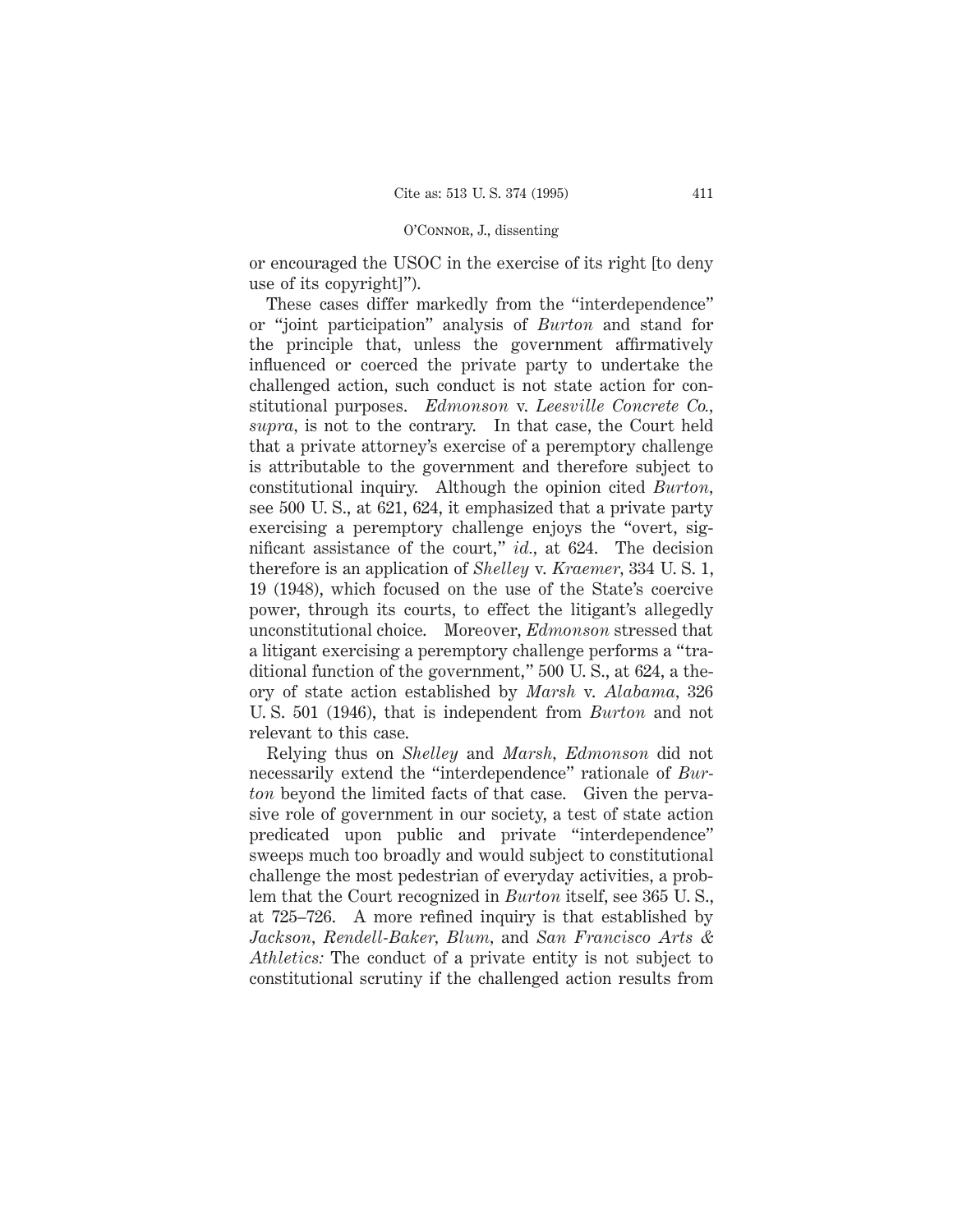or encouraged the USOC in the exercise of its right [to deny use of its copyright]").

These cases differ markedly from the "interdependence" or "joint participation" analysis of *Burton* and stand for the principle that, unless the government affirmatively influenced or coerced the private party to undertake the challenged action, such conduct is not state action for constitutional purposes. *Edmonson* v. *Leesville Concrete Co.*, *supra*, is not to the contrary. In that case, the Court held that a private attorney's exercise of a peremptory challenge is attributable to the government and therefore subject to constitutional inquiry. Although the opinion cited *Burton*, see 500 U. S., at 621, 624, it emphasized that a private party exercising a peremptory challenge enjoys the "overt, significant assistance of the court," *id.*, at 624. The decision therefore is an application of *Shelley* v. *Kraemer*, 334 U. S. 1, 19 (1948), which focused on the use of the State's coercive power, through its courts, to effect the litigant's allegedly unconstitutional choice. Moreover, *Edmonson* stressed that a litigant exercising a peremptory challenge performs a "traditional function of the government," 500 U. S., at 624, a theory of state action established by *Marsh* v. *Alabama*, 326 U. S. 501 (1946), that is independent from *Burton* and not relevant to this case.

Relying thus on *Shelley* and *Marsh*, *Edmonson* did not necessarily extend the "interdependence" rationale of *Burton* beyond the limited facts of that case. Given the pervasive role of government in our society, a test of state action predicated upon public and private "interdependence" sweeps much too broadly and would subject to constitutional challenge the most pedestrian of everyday activities, a problem that the Court recognized in *Burton* itself, see 365 U. S., at 725–726. A more refined inquiry is that established by *Jackson*, *Rendell-Baker*, *Blum*, and *San Francisco Arts & Athletics:* The conduct of a private entity is not subject to constitutional scrutiny if the challenged action results from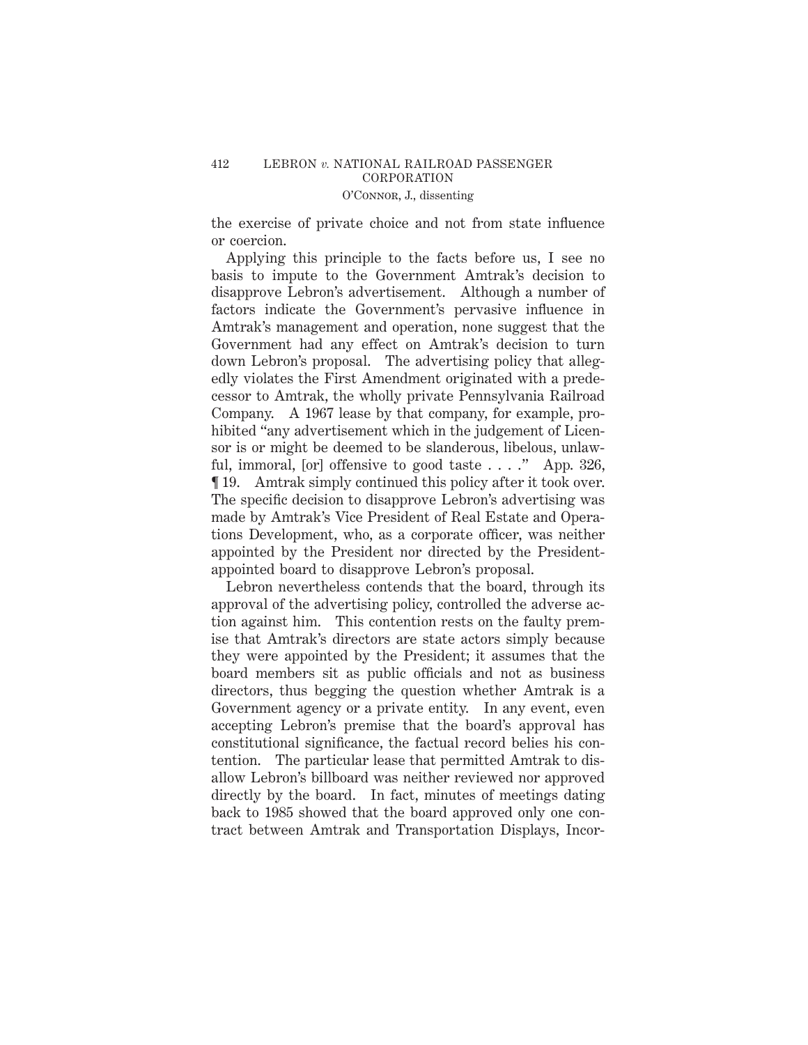the exercise of private choice and not from state influence or coercion.

Applying this principle to the facts before us, I see no basis to impute to the Government Amtrak's decision to disapprove Lebron's advertisement. Although a number of factors indicate the Government's pervasive influence in Amtrak's management and operation, none suggest that the Government had any effect on Amtrak's decision to turn down Lebron's proposal. The advertising policy that allegedly violates the First Amendment originated with a predecessor to Amtrak, the wholly private Pennsylvania Railroad Company. A 1967 lease by that company, for example, prohibited "any advertisement which in the judgement of Licensor is or might be deemed to be slanderous, libelous, unlawful, immoral, [or] offensive to good taste . . . ." App. 326, ¶ 19. Amtrak simply continued this policy after it took over. The specific decision to disapprove Lebron's advertising was made by Amtrak's Vice President of Real Estate and Operations Development, who, as a corporate officer, was neither appointed by the President nor directed by the President-appointed board to disapprove Lebron's proposal.

Lebron nevertheless contends that the board, through its approval of the advertising policy, controlled the adverse action against him. This contention rests on the faulty premise that Amtrak's directors are state actors simply because they were appointed by the President; it assumes that the board members sit as public officials and not as business directors, thus begging the question whether Amtrak is a Government agency or a private entity. In any event, even accepting Lebron's premise that the board's approval has constitutional significance, the factual record belies his contention. The particular lease that permitted Amtrak to disallow Lebron's billboard was neither reviewed nor approved directly by the board. In fact, minutes of meetings dating back to 1985 showed that the board approved only one contract between Amtrak and Transportation Displays, Incor-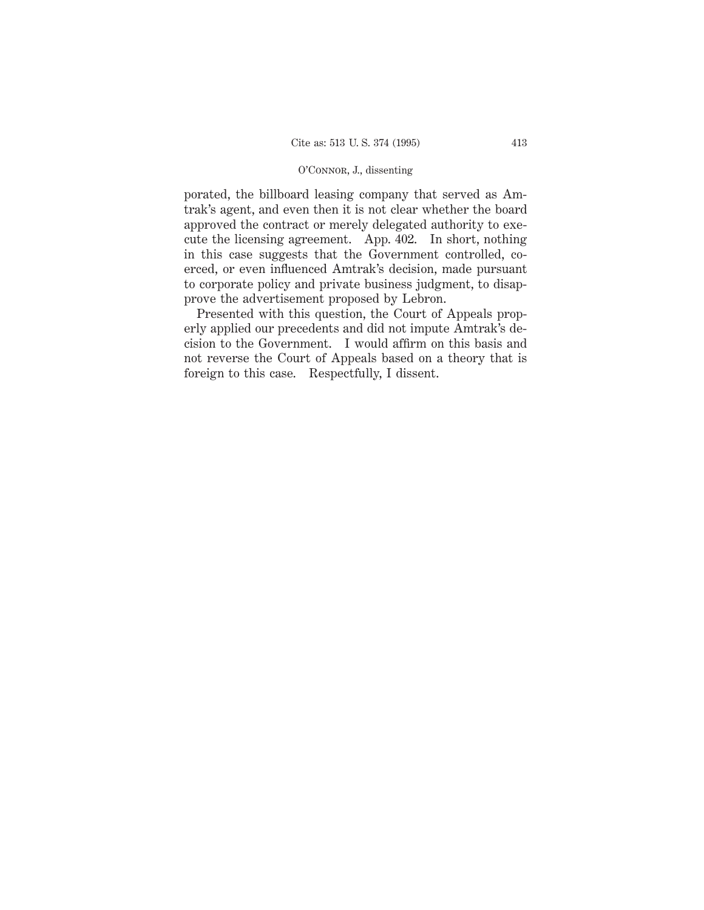porated, the billboard leasing company that served as Amtrak's agent, and even then it is not clear whether the board approved the contract or merely delegated authority to execute the licensing agreement. App. 402. In short, nothing in this case suggests that the Government controlled, coerced, or even influenced Amtrak's decision, made pursuant to corporate policy and private business judgment, to disapprove the advertisement proposed by Lebron.

Presented with this question, the Court of Appeals properly applied our precedents and did not impute Amtrak's decision to the Government. I would affirm on this basis and not reverse the Court of Appeals based on a theory that is foreign to this case. Respectfully, I dissent.